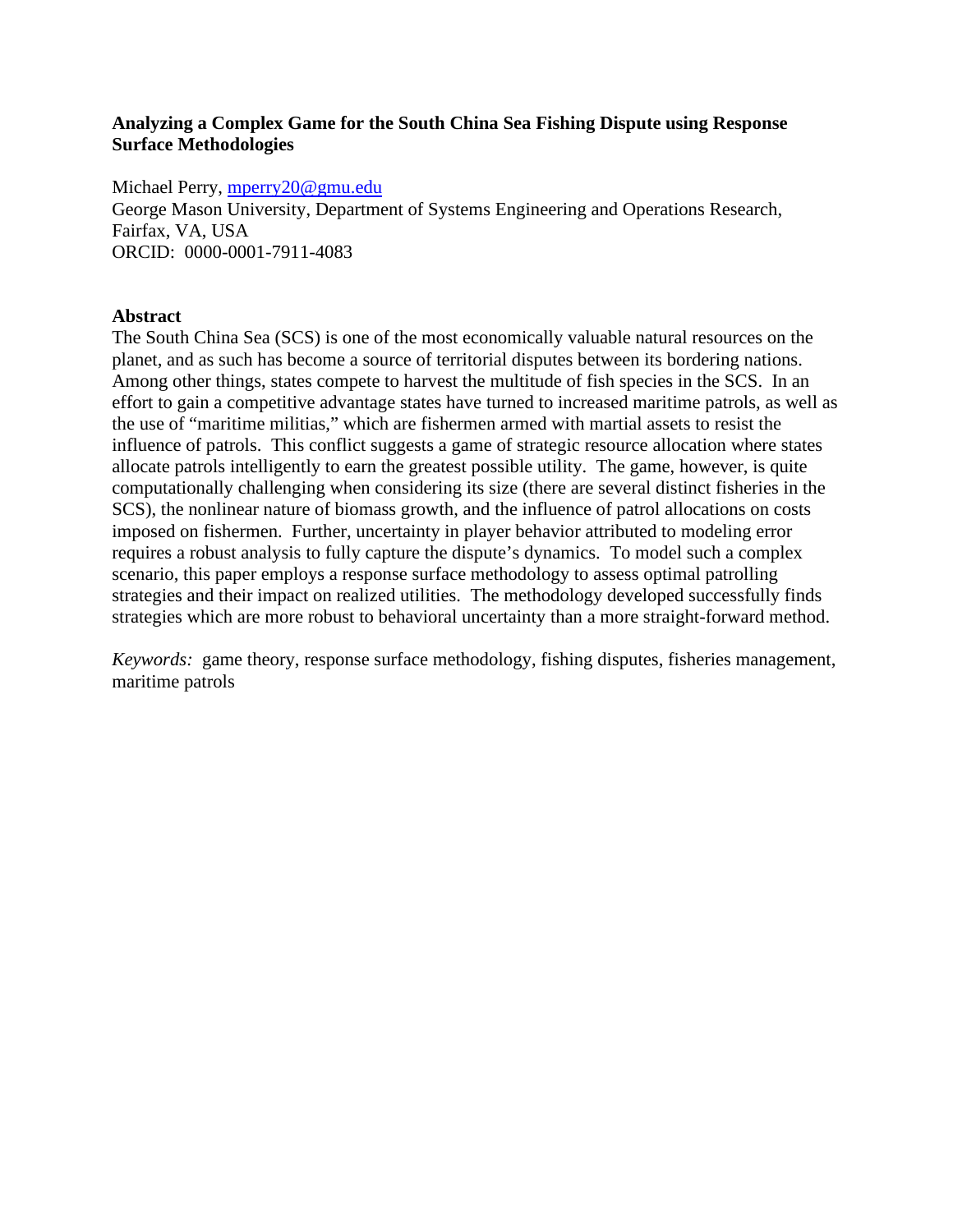# Analyzing a Complex Game for the South China Sea Fishing Dispute using Response Surface Methodologies

Michael Perry, [mperry20@gmu.edu](mailto:mperry20@gmu.edu)
George Mason University, Department of Systems Engineering and Operations Research, Fairfax, VA, USA
ORCID: 0000-0001-7911-4083

## Abstract

The South China Sea (SCS) is one of the most economically valuable natural resources on the planet, and as such has become a source of territorial disputes between its bordering nations. Among other things, states compete to harvest the multitude of fish species in the SCS. In an effort to gain a competitive advantage states have turned to increased maritime patrols, as well as the use of "maritime militias," which are fishermen armed with martial assets to resist the influence of patrols. This conflict suggests a game of strategic resource allocation where states allocate patrols intelligently to earn the greatest possible utility. The game, however, is quite computationally challenging when considering its size (there are several distinct fisheries in the SCS), the nonlinear nature of biomass growth, and the influence of patrol allocations on costs imposed on fishermen. Further, uncertainty in player behavior attributed to modeling error requires a robust analysis to fully capture the dispute's dynamics. To model such a complex scenario, this paper employs a response surface methodology to assess optimal patrolling strategies and their impact on realized utilities. The methodology developed successfully finds strategies which are more robust to behavioral uncertainty than a more straight-forward method.

*Keywords:* game theory, response surface methodology, fishing disputes, fisheries management, maritime patrols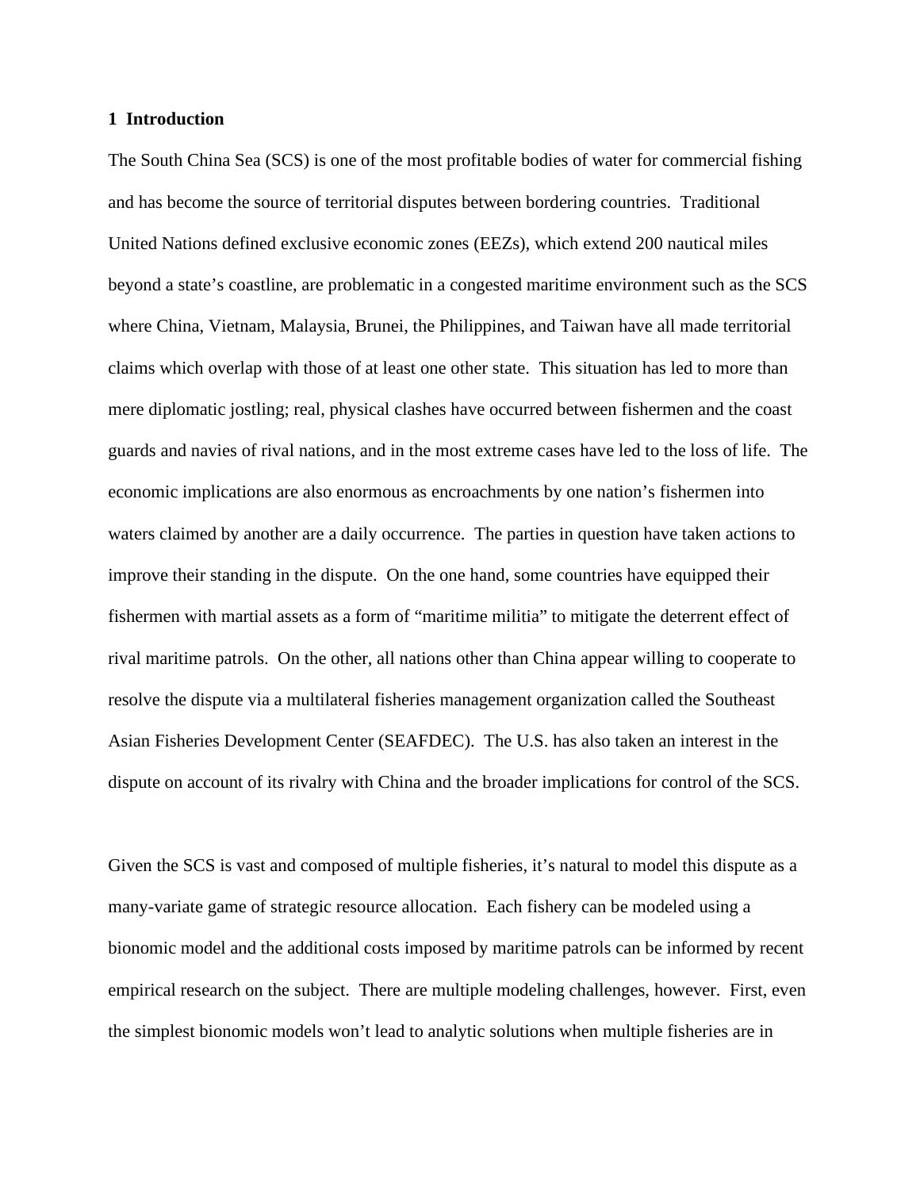## 1 Introduction

The South China Sea (SCS) is one of the most profitable bodies of water for commercial fishing and has become the source of territorial disputes between bordering countries. Traditional United Nations defined exclusive economic zones (EEZs), which extend 200 nautical miles beyond a state's coastline, are problematic in a congested maritime environment such as the SCS where China, Vietnam, Malaysia, Brunei, the Philippines, and Taiwan have all made territorial claims which overlap with those of at least one other state. This situation has led to more than mere diplomatic jostling; real, physical clashes have occurred between fishermen and the coast guards and navies of rival nations, and in the most extreme cases have led to the loss of life. The economic implications are also enormous as encroachments by one nation's fishermen into waters claimed by another are a daily occurrence. The parties in question have taken actions to improve their standing in the dispute. On the one hand, some countries have equipped their fishermen with martial assets as a form of "maritime militia" to mitigate the deterrent effect of rival maritime patrols. On the other, all nations other than China appear willing to cooperate to resolve the dispute via a multilateral fisheries management organization called the Southeast Asian Fisheries Development Center (SEAFDEC). The U.S. has also taken an interest in the dispute on account of its rivalry with China and the broader implications for control of the SCS.

Given the SCS is vast and composed of multiple fisheries, it's natural to model this dispute as a many-variate game of strategic resource allocation. Each fishery can be modeled using a bionomic model and the additional costs imposed by maritime patrols can be informed by recent empirical research on the subject. There are multiple modeling challenges, however. First, even the simplest bionomic models won't lead to analytic solutions when multiple fisheries are in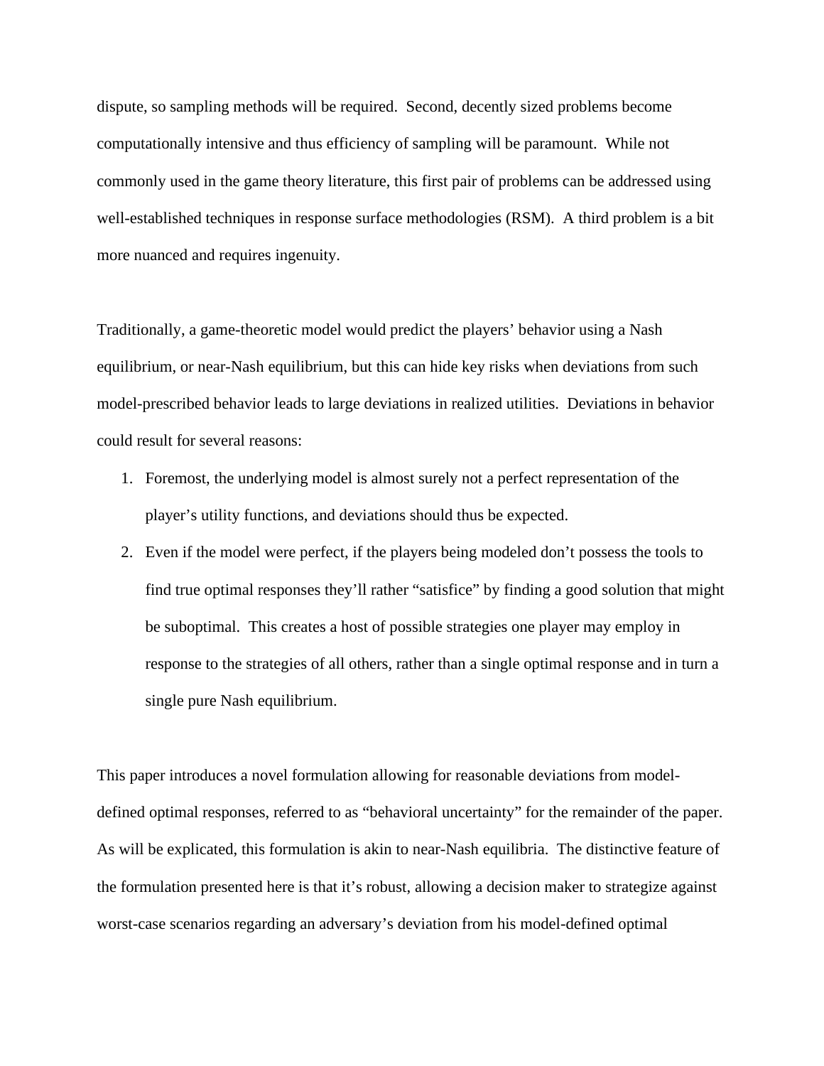dispute, so sampling methods will be required. Second, decently sized problems become computationally intensive and thus efficiency of sampling will be paramount. While not commonly used in the game theory literature, this first pair of problems can be addressed using well-established techniques in response surface methodologies (RSM). A third problem is a bit more nuanced and requires ingenuity.

Traditionally, a game-theoretic model would predict the players' behavior using a Nash equilibrium, or near-Nash equilibrium, but this can hide key risks when deviations from such model-prescribed behavior leads to large deviations in realized utilities. Deviations in behavior could result for several reasons:

1. Foremost, the underlying model is almost surely not a perfect representation of the player's utility functions, and deviations should thus be expected.
2. Even if the model were perfect, if the players being modeled don't possess the tools to find true optimal responses they'll rather "satisfice" by finding a good solution that might be suboptimal. This creates a host of possible strategies one player may employ in response to the strategies of all others, rather than a single optimal response and in turn a single pure Nash equilibrium.

This paper introduces a novel formulation allowing for reasonable deviations from model-defined optimal responses, referred to as "behavioral uncertainty" for the remainder of the paper. As will be explicated, this formulation is akin to near-Nash equilibria. The distinctive feature of the formulation presented here is that it's robust, allowing a decision maker to strategize against worst-case scenarios regarding an adversary's deviation from his model-defined optimal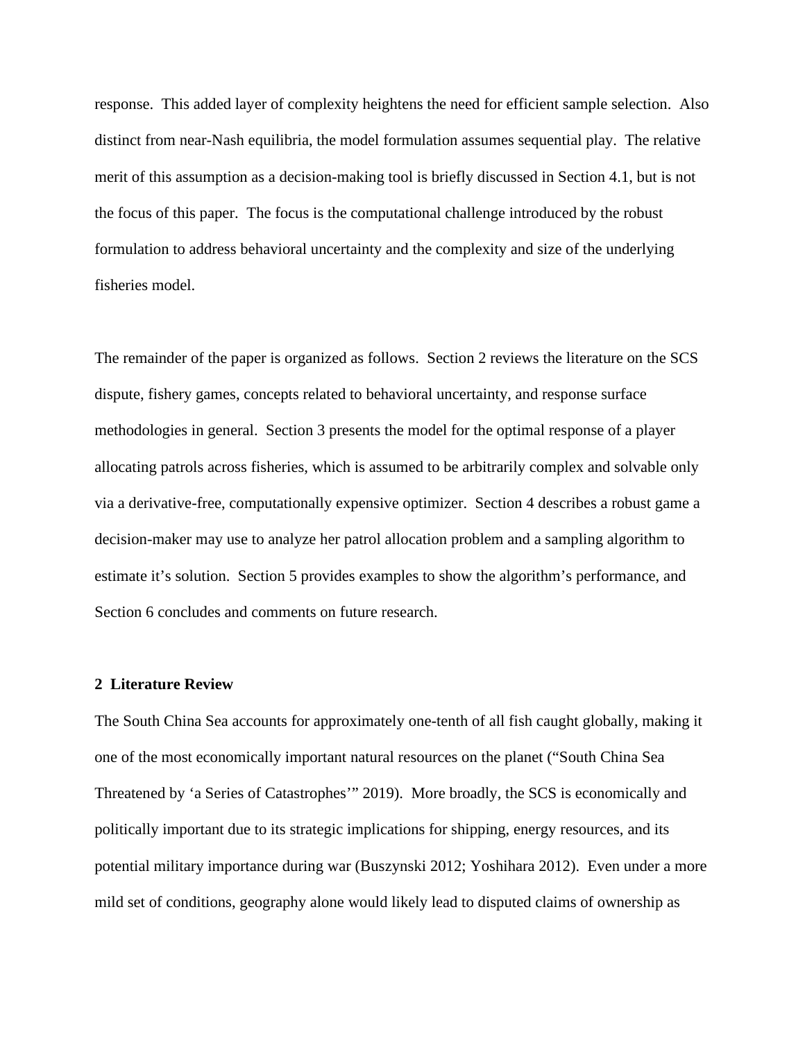response. This added layer of complexity heightens the need for efficient sample selection. Also distinct from near-Nash equilibria, the model formulation assumes sequential play. The relative merit of this assumption as a decision-making tool is briefly discussed in Section 4.1, but is not the focus of this paper. The focus is the computational challenge introduced by the robust formulation to address behavioral uncertainty and the complexity and size of the underlying fisheries model.

The remainder of the paper is organized as follows. Section 2 reviews the literature on the SCS dispute, fishery games, concepts related to behavioral uncertainty, and response surface methodologies in general. Section 3 presents the model for the optimal response of a player allocating patrols across fisheries, which is assumed to be arbitrarily complex and solvable only via a derivative-free, computationally expensive optimizer. Section 4 describes a robust game a decision-maker may use to analyze her patrol allocation problem and a sampling algorithm to estimate it's solution. Section 5 provides examples to show the algorithm's performance, and Section 6 concludes and comments on future research.

## 2 Literature Review

The South China Sea accounts for approximately one-tenth of all fish caught globally, making it one of the most economically important natural resources on the planet ("South China Sea Threatened by 'a Series of Catastrophes'" 2019). More broadly, the SCS is economically and politically important due to its strategic implications for shipping, energy resources, and its potential military importance during war (Buszynski 2012; Yoshihara 2012). Even under a more mild set of conditions, geography alone would likely lead to disputed claims of ownership as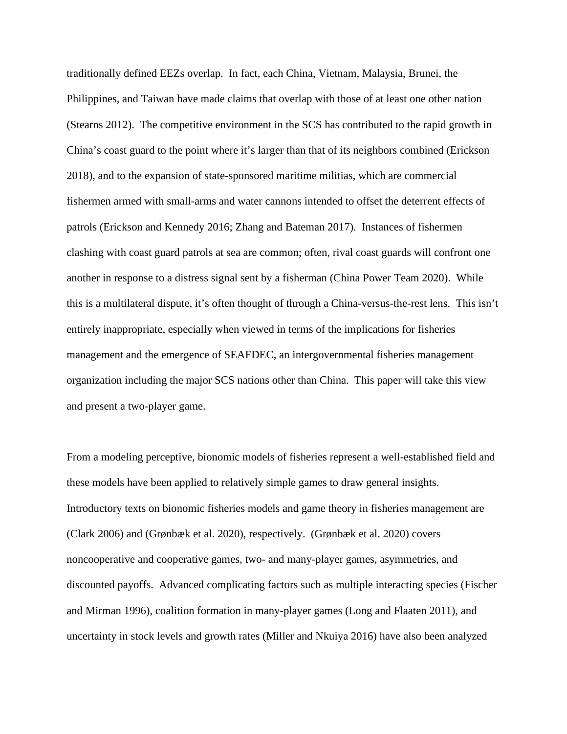traditionally defined EEZs overlap. In fact, each China, Vietnam, Malaysia, Brunei, the Philippines, and Taiwan have made claims that overlap with those of at least one other nation (Stearns 2012). The competitive environment in the SCS has contributed to the rapid growth in China's coast guard to the point where it's larger than that of its neighbors combined (Erickson 2018), and to the expansion of state-sponsored maritime militias, which are commercial fishermen armed with small-arms and water cannons intended to offset the deterrent effects of patrols (Erickson and Kennedy 2016; Zhang and Bateman 2017). Instances of fishermen clashing with coast guard patrols at sea are common; often, rival coast guards will confront one another in response to a distress signal sent by a fisherman (China Power Team 2020). While this is a multilateral dispute, it's often thought of through a China-versus-the-rest lens. This isn't entirely inappropriate, especially when viewed in terms of the implications for fisheries management and the emergence of SEAFDEC, an intergovernmental fisheries management organization including the major SCS nations other than China. This paper will take this view and present a two-player game.

From a modeling perceptive, bionomic models of fisheries represent a well-established field and these models have been applied to relatively simple games to draw general insights. Introductory texts on bionomic fisheries models and game theory in fisheries management are (Clark 2006) and (Grønbæk et al. 2020), respectively. (Grønbæk et al. 2020) covers noncooperative and cooperative games, two- and many-player games, asymmetries, and discounted payoffs. Advanced complicating factors such as multiple interacting species (Fischer and Mirman 1996), coalition formation in many-player games (Long and Flaaten 2011), and uncertainty in stock levels and growth rates (Miller and Nkuiya 2016) have also been analyzed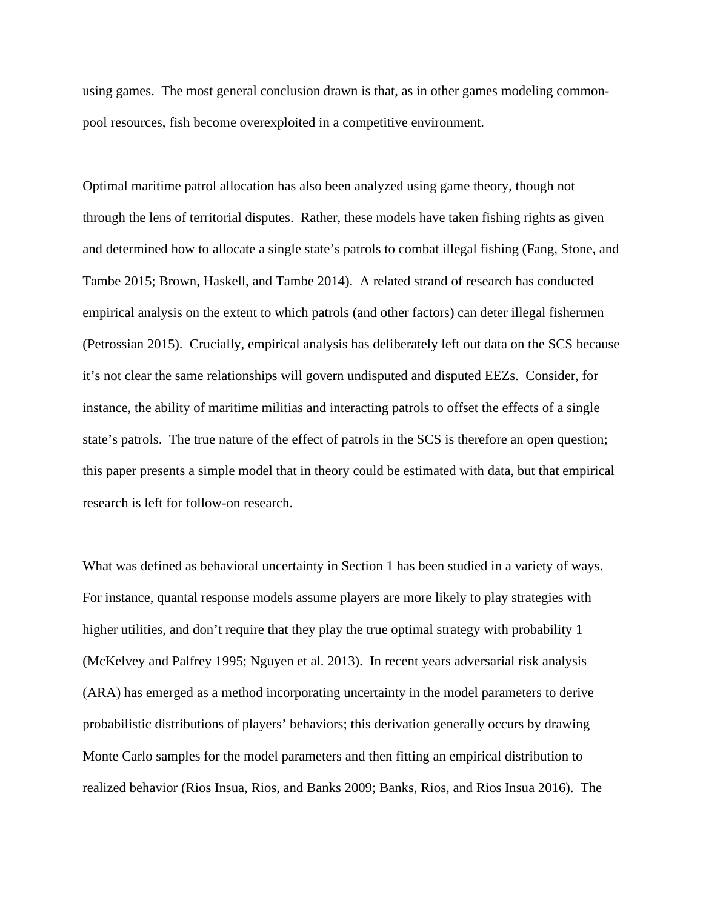using games. The most general conclusion drawn is that, as in other games modeling common-pool resources, fish become overexploited in a competitive environment.

Optimal maritime patrol allocation has also been analyzed using game theory, though not through the lens of territorial disputes. Rather, these models have taken fishing rights as given and determined how to allocate a single state's patrols to combat illegal fishing (Fang, Stone, and Tambe 2015; Brown, Haskell, and Tambe 2014). A related strand of research has conducted empirical analysis on the extent to which patrols (and other factors) can deter illegal fishermen (Petrossian 2015). Crucially, empirical analysis has deliberately left out data on the SCS because it's not clear the same relationships will govern undisputed and disputed EEZs. Consider, for instance, the ability of maritime militias and interacting patrols to offset the effects of a single state's patrols. The true nature of the effect of patrols in the SCS is therefore an open question; this paper presents a simple model that in theory could be estimated with data, but that empirical research is left for follow-on research.

What was defined as behavioral uncertainty in Section 1 has been studied in a variety of ways. For instance, quantal response models assume players are more likely to play strategies with higher utilities, and don't require that they play the true optimal strategy with probability 1 (McKelvey and Palfrey 1995; Nguyen et al. 2013). In recent years adversarial risk analysis (ARA) has emerged as a method incorporating uncertainty in the model parameters to derive probabilistic distributions of players' behaviors; this derivation generally occurs by drawing Monte Carlo samples for the model parameters and then fitting an empirical distribution to realized behavior (Rios Insua, Rios, and Banks 2009; Banks, Rios, and Rios Insua 2016). The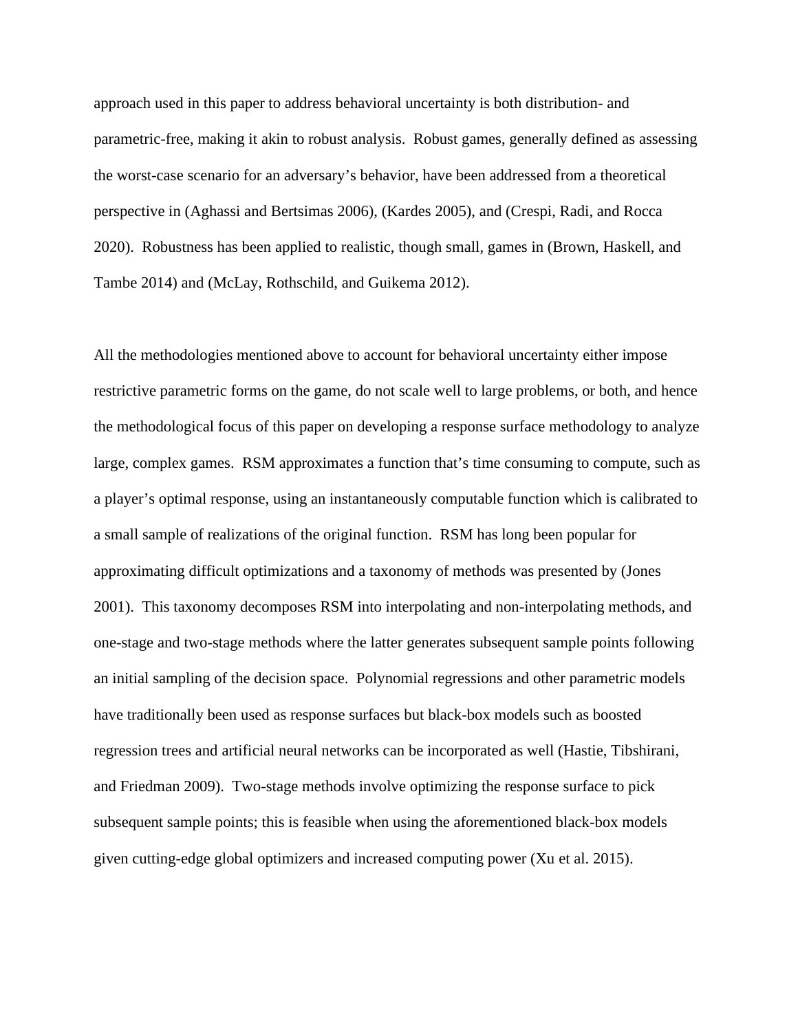approach used in this paper to address behavioral uncertainty is both distribution- and parametric-free, making it akin to robust analysis.  Robust games, generally defined as assessing the worst-case scenario for an adversary's behavior, have been addressed from a theoretical perspective in (Aghassi and Bertsimas 2006), (Kardes 2005), and (Crespi, Radi, and Rocca 2020).  Robustness has been applied to realistic, though small, games in (Brown, Haskell, and Tambe 2014) and (McLay, Rothschild, and Guikema 2012).

All the methodologies mentioned above to account for behavioral uncertainty either impose restrictive parametric forms on the game, do not scale well to large problems, or both, and hence the methodological focus of this paper on developing a response surface methodology to analyze large, complex games.  RSM approximates a function that's time consuming to compute, such as a player's optimal response, using an instantaneously computable function which is calibrated to a small sample of realizations of the original function.  RSM has long been popular for approximating difficult optimizations and a taxonomy of methods was presented by (Jones 2001).  This taxonomy decomposes RSM into interpolating and non-interpolating methods, and one-stage and two-stage methods where the latter generates subsequent sample points following an initial sampling of the decision space.  Polynomial regressions and other parametric models have traditionally been used as response surfaces but black-box models such as boosted regression trees and artificial neural networks can be incorporated as well (Hastie, Tibshirani, and Friedman 2009).  Two-stage methods involve optimizing the response surface to pick subsequent sample points; this is feasible when using the aforementioned black-box models given cutting-edge global optimizers and increased computing power (Xu et al. 2015).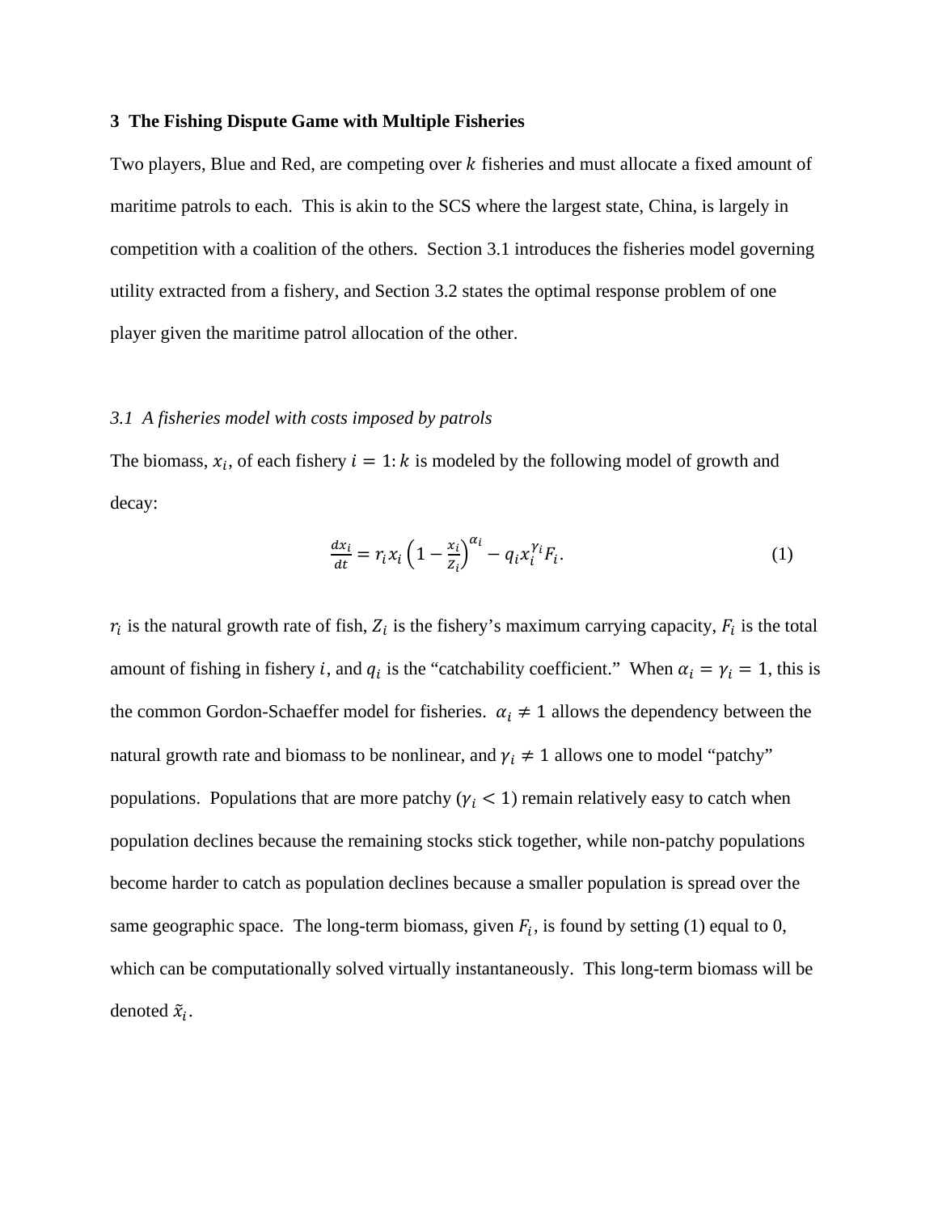## 3 The Fishing Dispute Game with Multiple Fisheries

Two players, Blue and Red, are competing over $k$ fisheries and must allocate a fixed amount of maritime patrols to each. This is akin to the SCS where the largest state, China, is largely in competition with a coalition of the others. Section 3.1 introduces the fisheries model governing utility extracted from a fishery, and Section 3.2 states the optimal response problem of one player given the maritime patrol allocation of the other.

### *3.1 A fisheries model with costs imposed by patrols*

The biomass, $x_i$, of each fishery $i = 1{:}\,k$ is modeled by the following model of growth and decay:

$$\frac{dx_i}{dt} = r_i x_i \left(1 - \frac{x_i}{Z_i}\right)^{\alpha_i} - q_i x_i^{\gamma_i} F_i. \tag{1}$$

$r_i$ is the natural growth rate of fish, $Z_i$ is the fishery's maximum carrying capacity, $F_i$ is the total amount of fishing in fishery $i$, and $q_i$ is the "catchability coefficient." When $\alpha_i = \gamma_i = 1$, this is the common Gordon-Schaeffer model for fisheries. $\alpha_i \neq 1$ allows the dependency between the natural growth rate and biomass to be nonlinear, and $\gamma_i \neq 1$ allows one to model "patchy" populations. Populations that are more patchy ($\gamma_i < 1$) remain relatively easy to catch when population declines because the remaining stocks stick together, while non-patchy populations become harder to catch as population declines because a smaller population is spread over the same geographic space. The long-term biomass, given $F_i$, is found by setting (1) equal to 0, which can be computationally solved virtually instantaneously. This long-term biomass will be denoted $\tilde{x}_i$.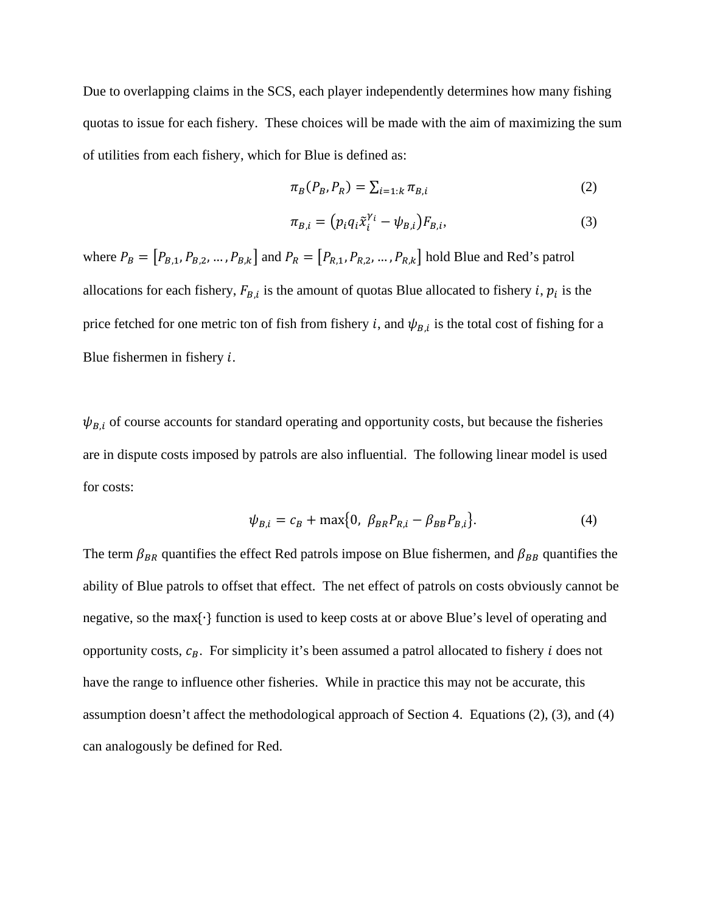Due to overlapping claims in the SCS, each player independently determines how many fishing quotas to issue for each fishery. These choices will be made with the aim of maximizing the sum of utilities from each fishery, which for Blue is defined as:

$$\pi_B(P_B, P_R) = \sum_{i=1:k} \pi_{B,i} \tag{2}$$

$$\pi_{B,i} = \left(p_i q_i \tilde{x}_i^{\gamma_i} - \psi_{B,i}\right) F_{B,i}, \tag{3}$$

where $P_B = \left[P_{B,1}, P_{B,2}, \ldots, P_{B,k}\right]$ and $P_R = \left[P_{R,1}, P_{R,2}, \ldots, P_{R,k}\right]$ hold Blue and Red's patrol allocations for each fishery, $F_{B,i}$ is the amount of quotas Blue allocated to fishery $i$, $p_i$ is the price fetched for one metric ton of fish from fishery $i$, and $\psi_{B,i}$ is the total cost of fishing for a Blue fishermen in fishery $i$.

$\psi_{B,i}$ of course accounts for standard operating and opportunity costs, but because the fisheries are in dispute costs imposed by patrols are also influential. The following linear model is used for costs:

$$\psi_{B,i} = c_B + \max\{0,\ \beta_{BR} P_{R,i} - \beta_{BB} P_{B,i}\}. \tag{4}$$

The term $\beta_{BR}$ quantifies the effect Red patrols impose on Blue fishermen, and $\beta_{BB}$ quantifies the ability of Blue patrols to offset that effect. The net effect of patrols on costs obviously cannot be negative, so the $\max\{\cdot\}$ function is used to keep costs at or above Blue's level of operating and opportunity costs, $c_B$. For simplicity it's been assumed a patrol allocated to fishery $i$ does not have the range to influence other fisheries. While in practice this may not be accurate, this assumption doesn't affect the methodological approach of Section 4. Equations (2), (3), and (4) can analogously be defined for Red.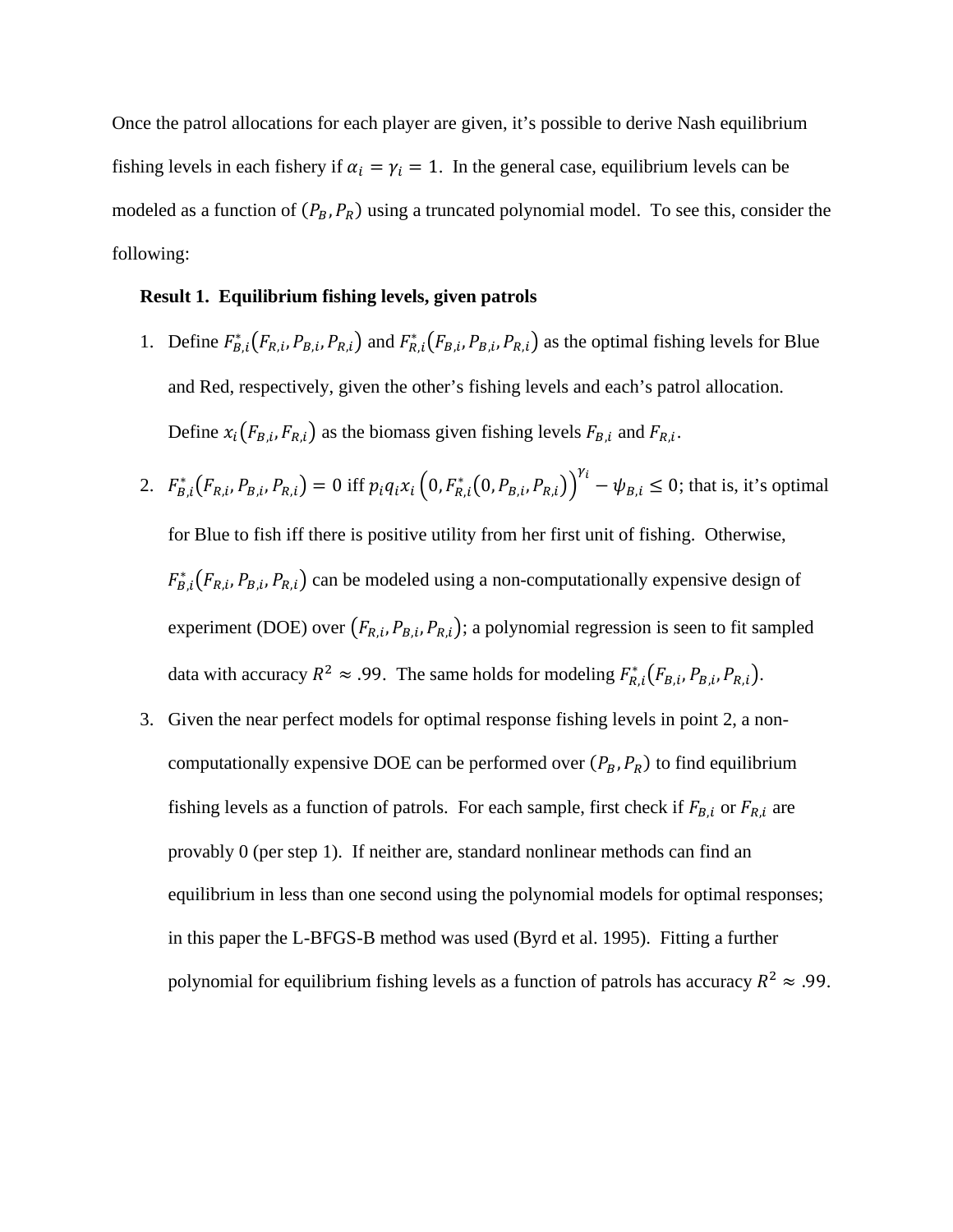Once the patrol allocations for each player are given, it's possible to derive Nash equilibrium fishing levels in each fishery if $\alpha_i = \gamma_i = 1$. In the general case, equilibrium levels can be modeled as a function of $(P_B, P_R)$ using a truncated polynomial model. To see this, consider the following:

**Result 1. Equilibrium fishing levels, given patrols**

1. Define $F_{B,i}^*(F_{R,i}, P_{B,i}, P_{R,i})$ and $F_{R,i}^*(F_{B,i}, P_{B,i}, P_{R,i})$ as the optimal fishing levels for Blue and Red, respectively, given the other's fishing levels and each's patrol allocation. Define $x_i(F_{B,i}, F_{R,i})$ as the biomass given fishing levels $F_{B,i}$ and $F_{R,i}$.
2. $F_{B,i}^*(F_{R,i}, P_{B,i}, P_{R,i}) = 0$ iff $p_i q_i x_i\left(0, F_{R,i}^*(0, P_{B,i}, P_{R,i})\right)^{\gamma_i} - \psi_{B,i} \leq 0$; that is, it's optimal for Blue to fish iff there is positive utility from her first unit of fishing. Otherwise, $F_{B,i}^*(F_{R,i}, P_{B,i}, P_{R,i})$ can be modeled using a non-computationally expensive design of experiment (DOE) over $(F_{R,i}, P_{B,i}, P_{R,i})$; a polynomial regression is seen to fit sampled data with accuracy $R^2 \approx .99$. The same holds for modeling $F_{R,i}^*(F_{B,i}, P_{B,i}, P_{R,i})$.
3. Given the near perfect models for optimal response fishing levels in point 2, a non-computationally expensive DOE can be performed over $(P_B, P_R)$ to find equilibrium fishing levels as a function of patrols. For each sample, first check if $F_{B,i}$ or $F_{R,i}$ are provably 0 (per step 1). If neither are, standard nonlinear methods can find an equilibrium in less than one second using the polynomial models for optimal responses; in this paper the L-BFGS-B method was used (Byrd et al. 1995). Fitting a further polynomial for equilibrium fishing levels as a function of patrols has accuracy $R^2 \approx .99$.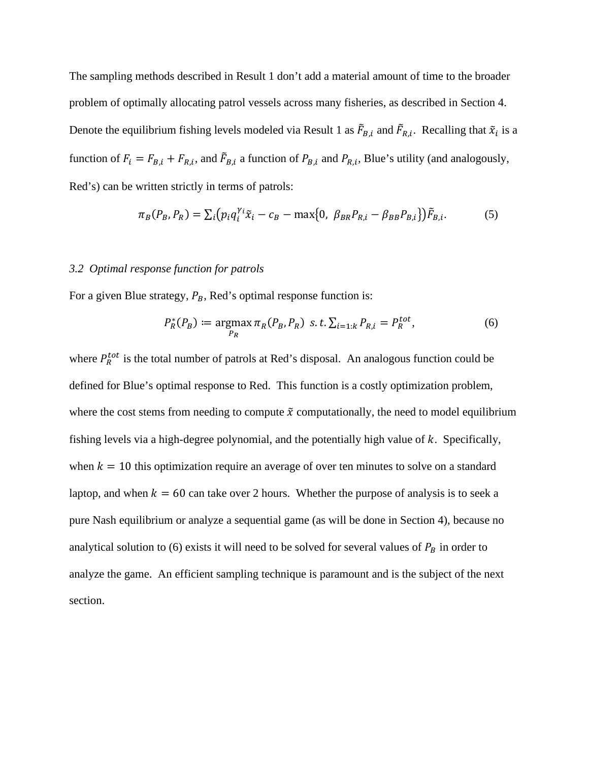The sampling methods described in Result 1 don't add a material amount of time to the broader problem of optimally allocating patrol vessels across many fisheries, as described in Section 4. Denote the equilibrium fishing levels modeled via Result 1 as $\tilde{F}_{B,i}$ and $\tilde{F}_{R,i}$. Recalling that $\tilde{x}_i$ is a function of $F_i = F_{B,i} + F_{R,i}$, and $\tilde{F}_{B,i}$ a function of $P_{B,i}$ and $P_{R,i}$, Blue's utility (and analogously, Red's) can be written strictly in terms of patrols:

$$\pi_B(P_B, P_R) = \sum_i \left(p_i q_i^{\gamma_i} \tilde{x}_i - c_B - \max\{0,\ \beta_{BR} P_{R,i} - \beta_{BB} P_{B,i}\}\right) \tilde{F}_{B,i}. \tag{5}$$

### *3.2 Optimal response function for patrols*

For a given Blue strategy, $P_B$, Red's optimal response function is:

$$P_R^*(P_B) \coloneqq \underset{P_R}{\operatorname{argmax}}\, \pi_R(P_B, P_R) \ \ s.t. \sum_{i=1:k} P_{R,i} = P_R^{tot}, \tag{6}$$

where $P_R^{tot}$ is the total number of patrols at Red's disposal. An analogous function could be defined for Blue's optimal response to Red. This function is a costly optimization problem, where the cost stems from needing to compute $\tilde{x}$ computationally, the need to model equilibrium fishing levels via a high-degree polynomial, and the potentially high value of $k$. Specifically, when $k = 10$ this optimization require an average of over ten minutes to solve on a standard laptop, and when $k = 60$ can take over 2 hours. Whether the purpose of analysis is to seek a pure Nash equilibrium or analyze a sequential game (as will be done in Section 4), because no analytical solution to (6) exists it will need to be solved for several values of $P_B$ in order to analyze the game. An efficient sampling technique is paramount and is the subject of the next section.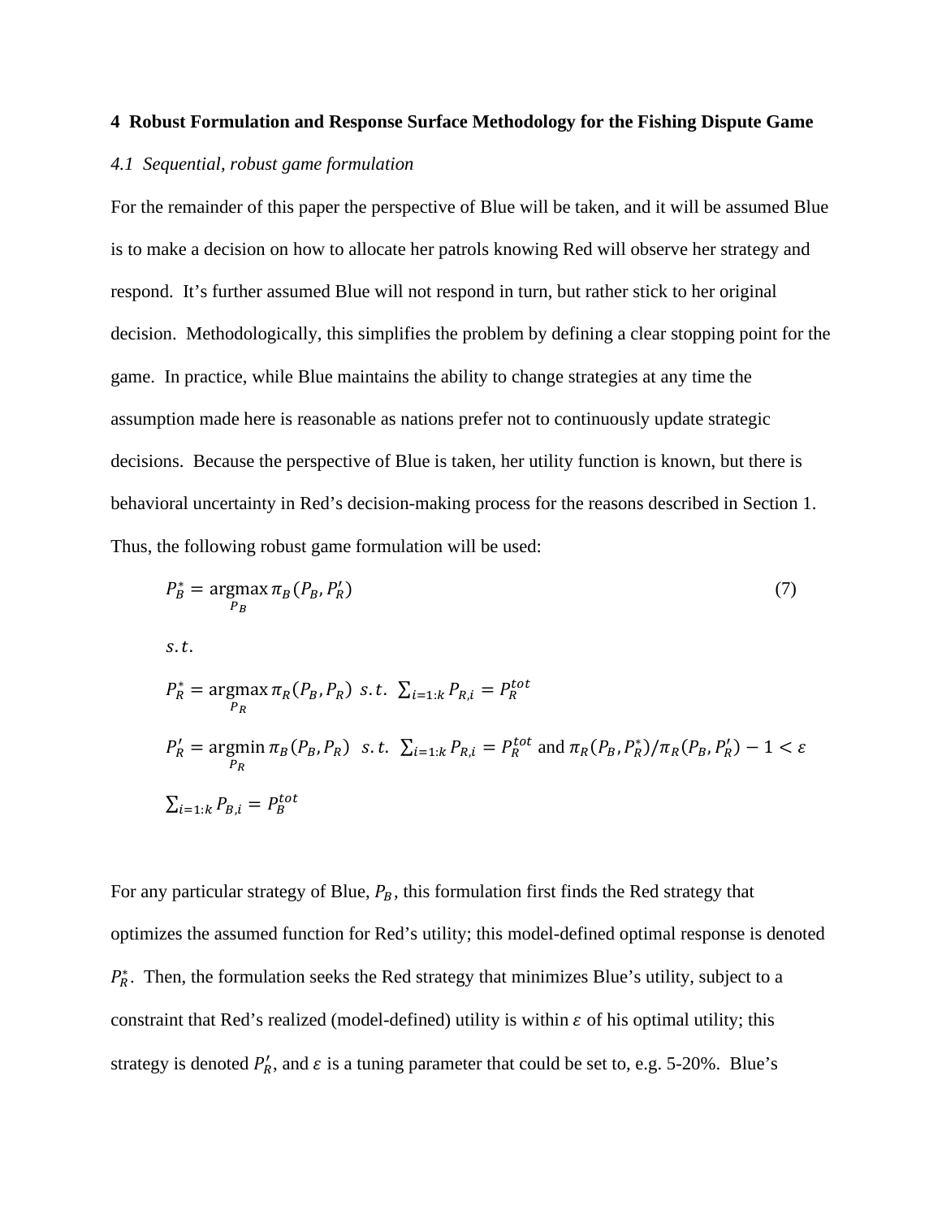## 4 Robust Formulation and Response Surface Methodology for the Fishing Dispute Game

### *4.1 Sequential, robust game formulation*

For the remainder of this paper the perspective of Blue will be taken, and it will be assumed Blue is to make a decision on how to allocate her patrols knowing Red will observe her strategy and respond. It's further assumed Blue will not respond in turn, but rather stick to her original decision. Methodologically, this simplifies the problem by defining a clear stopping point for the game. In practice, while Blue maintains the ability to change strategies at any time the assumption made here is reasonable as nations prefer not to continuously update strategic decisions. Because the perspective of Blue is taken, her utility function is known, but there is behavioral uncertainty in Red's decision-making process for the reasons described in Section 1. Thus, the following robust game formulation will be used:

$$P_B^* = \underset{P_B}{\operatorname{argmax}}\, \pi_B(P_B, P_R') \tag{7}$$

$$s.t.$$

$$P_R^* = \underset{P_R}{\operatorname{argmax}}\, \pi_R(P_B, P_R) \;\; s.t. \;\; \textstyle\sum_{i=1:k} P_{R,i} = P_R^{tot}$$

$$P_R' = \underset{P_R}{\operatorname{argmin}}\, \pi_B(P_B, P_R) \;\; s.t. \;\; \textstyle\sum_{i=1:k} P_{R,i} = P_R^{tot} \text{ and } \pi_R(P_B, P_R^*)/\pi_R(P_B, P_R') - 1 < \varepsilon$$

$$\textstyle\sum_{i=1:k} P_{B,i} = P_B^{tot}$$

For any particular strategy of Blue, $P_B$, this formulation first finds the Red strategy that optimizes the assumed function for Red's utility; this model-defined optimal response is denoted $P_R^*$. Then, the formulation seeks the Red strategy that minimizes Blue's utility, subject to a constraint that Red's realized (model-defined) utility is within $\varepsilon$ of his optimal utility; this strategy is denoted $P_R'$, and $\varepsilon$ is a tuning parameter that could be set to, e.g. 5-20%. Blue's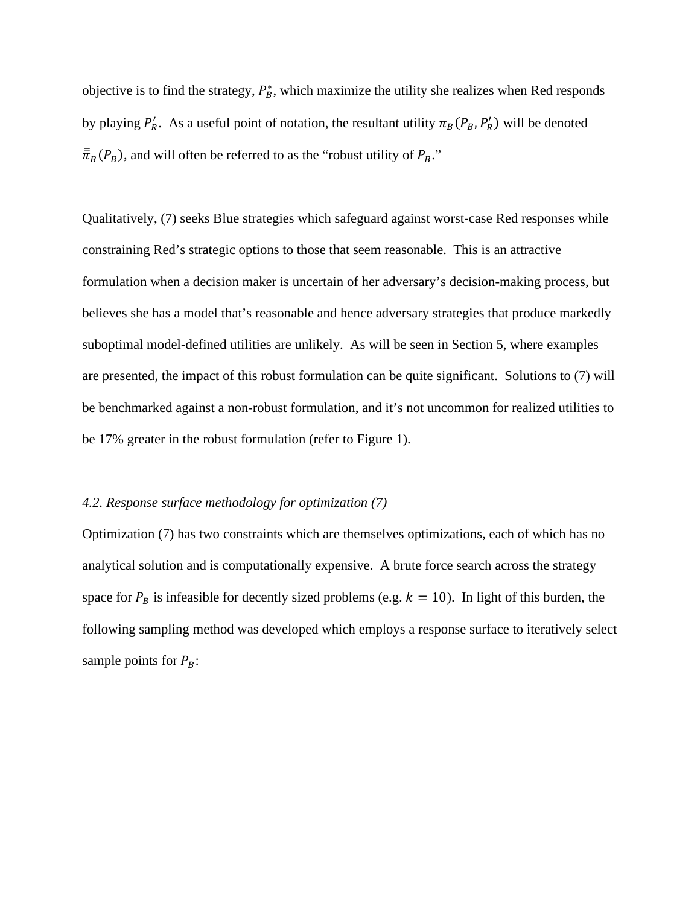objective is to find the strategy, $P_B^*$, which maximize the utility she realizes when Red responds by playing $P_R'$. As a useful point of notation, the resultant utility $\pi_B(P_B, P_R')$ will be denoted $\bar{\bar{\pi}}_B(P_B)$, and will often be referred to as the "robust utility of $P_B$."

Qualitatively, (7) seeks Blue strategies which safeguard against worst-case Red responses while constraining Red's strategic options to those that seem reasonable. This is an attractive formulation when a decision maker is uncertain of her adversary's decision-making process, but believes she has a model that's reasonable and hence adversary strategies that produce markedly suboptimal model-defined utilities are unlikely. As will be seen in Section 5, where examples are presented, the impact of this robust formulation can be quite significant. Solutions to (7) will be benchmarked against a non-robust formulation, and it's not uncommon for realized utilities to be 17% greater in the robust formulation (refer to Figure 1).

*4.2. Response surface methodology for optimization (7)*

Optimization (7) has two constraints which are themselves optimizations, each of which has no analytical solution and is computationally expensive. A brute force search across the strategy space for $P_B$ is infeasible for decently sized problems (e.g. $k = 10$). In light of this burden, the following sampling method was developed which employs a response surface to iteratively select sample points for $P_B$: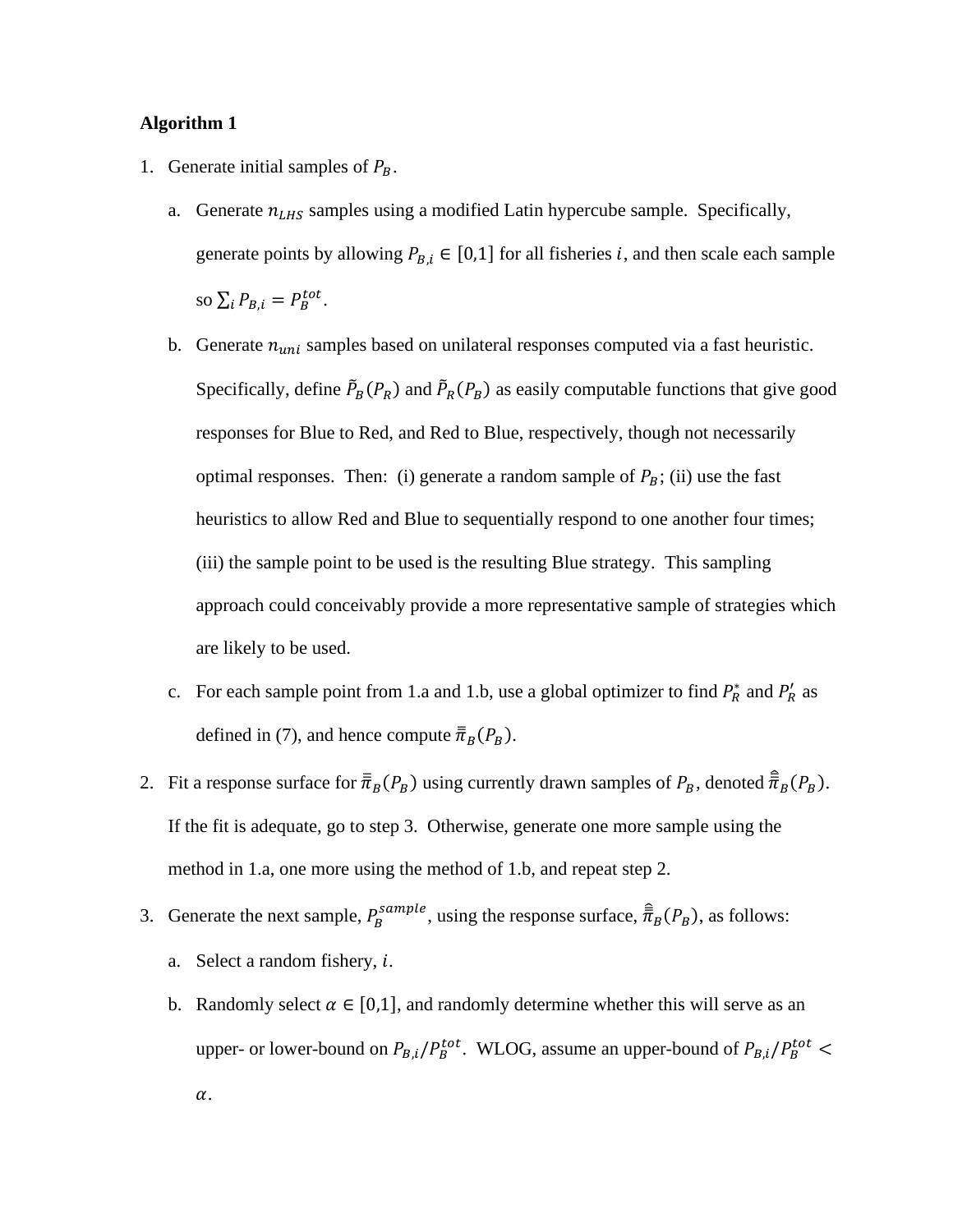**Algorithm 1**

1. Generate initial samples of $P_B$.
   a. Generate $n_{LHS}$ samples using a modified Latin hypercube sample. Specifically, generate points by allowing $P_{B,i} \in [0,1]$ for all fisheries $i$, and then scale each sample so $\sum_i P_{B,i} = P_B^{tot}$.
   b. Generate $n_{uni}$ samples based on unilateral responses computed via a fast heuristic. Specifically, define $\tilde{P}_B(P_R)$ and $\tilde{P}_R(P_B)$ as easily computable functions that give good responses for Blue to Red, and Red to Blue, respectively, though not necessarily optimal responses. Then: (i) generate a random sample of $P_B$; (ii) use the fast heuristics to allow Red and Blue to sequentially respond to one another four times; (iii) the sample point to be used is the resulting Blue strategy. This sampling approach could conceivably provide a more representative sample of strategies which are likely to be used.
   c. For each sample point from 1.a and 1.b, use a global optimizer to find $P_R^*$ and $P_R'$ as defined in (7), and hence compute $\bar{\bar{\pi}}_B(P_B)$.
2. Fit a response surface for $\bar{\bar{\pi}}_B(P_B)$ using currently drawn samples of $P_B$, denoted $\hat{\bar{\bar{\pi}}}_B(P_B)$. If the fit is adequate, go to step 3. Otherwise, generate one more sample using the method in 1.a, one more using the method of 1.b, and repeat step 2.
3. Generate the next sample, $P_B^{sample}$, using the response surface, $\hat{\bar{\bar{\pi}}}_B(P_B)$, as follows:
   a. Select a random fishery, $i$.
   b. Randomly select $\alpha \in [0,1]$, and randomly determine whether this will serve as an upper- or lower-bound on $P_{B,i}/P_B^{tot}$. WLOG, assume an upper-bound of $P_{B,i}/P_B^{tot} < \alpha$.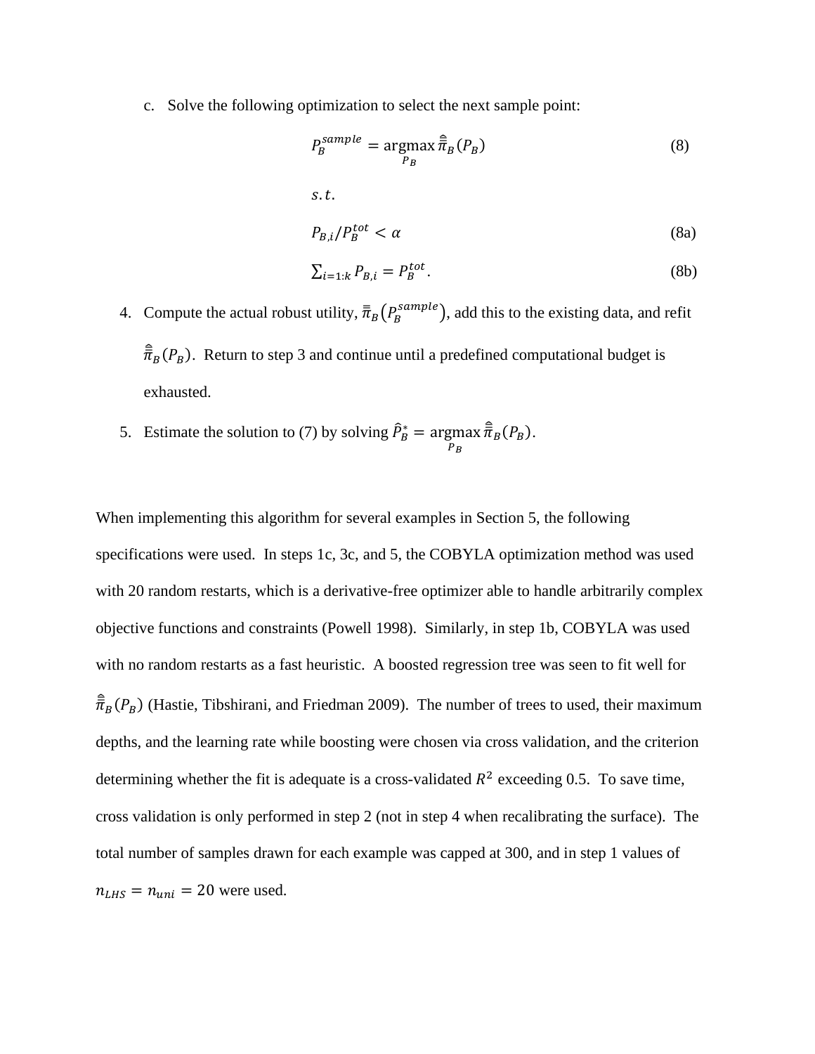c. Solve the following optimization to select the next sample point:

$$P_B^{sample} = \underset{P_B}{\operatorname{argmax}}\, \hat{\bar{\bar{\pi}}}_B(P_B) \tag{8}$$

$$s.t.$$

$$P_{B,i}/P_B^{tot} < \alpha \tag{8a}$$

$$\sum_{i=1:k} P_{B,i} = P_B^{tot}. \tag{8b}$$

4. Compute the actual robust utility, $\bar{\bar{\pi}}_B\left(P_B^{sample}\right)$, add this to the existing data, and refit $\hat{\bar{\bar{\pi}}}_B(P_B)$. Return to step 3 and continue until a predefined computational budget is exhausted.
5. Estimate the solution to (7) by solving $\hat{P}_B^* = \underset{P_B}{\operatorname{argmax}}\, \hat{\bar{\bar{\pi}}}_B(P_B)$.

When implementing this algorithm for several examples in Section 5, the following specifications were used. In steps 1c, 3c, and 5, the COBYLA optimization method was used with 20 random restarts, which is a derivative-free optimizer able to handle arbitrarily complex objective functions and constraints (Powell 1998). Similarly, in step 1b, COBYLA was used with no random restarts as a fast heuristic. A boosted regression tree was seen to fit well for $\hat{\bar{\bar{\pi}}}_B(P_B)$ (Hastie, Tibshirani, and Friedman 2009). The number of trees to used, their maximum depths, and the learning rate while boosting were chosen via cross validation, and the criterion determining whether the fit is adequate is a cross-validated $R^2$ exceeding 0.5. To save time, cross validation is only performed in step 2 (not in step 4 when recalibrating the surface). The total number of samples drawn for each example was capped at 300, and in step 1 values of $n_{LHS} = n_{uni} = 20$ were used.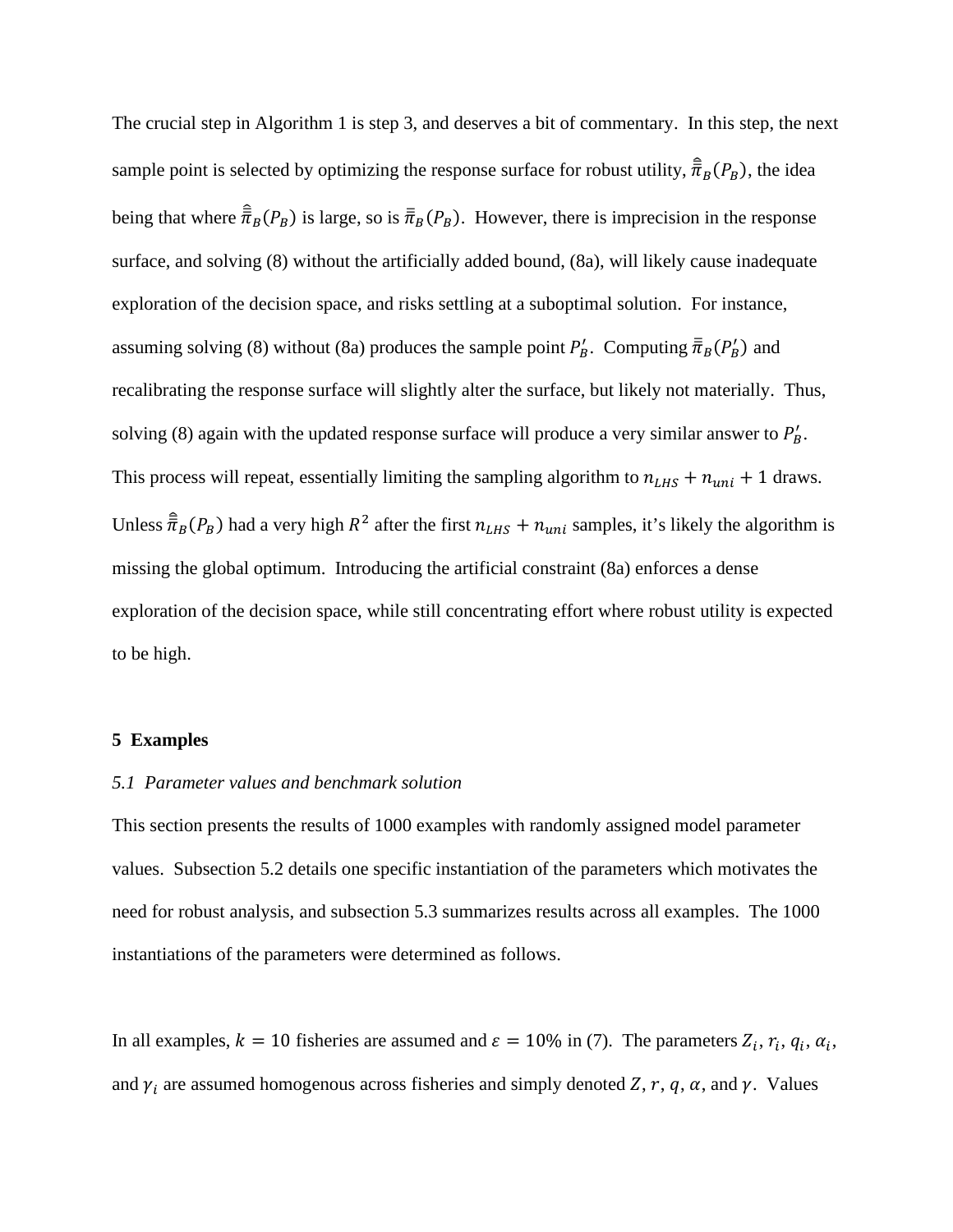The crucial step in Algorithm 1 is step 3, and deserves a bit of commentary. In this step, the next sample point is selected by optimizing the response surface for robust utility, $\hat{\bar{\bar{\pi}}}_B(P_B)$, the idea being that where $\hat{\bar{\bar{\pi}}}_B(P_B)$ is large, so is $\bar{\bar{\pi}}_B(P_B)$. However, there is imprecision in the response surface, and solving (8) without the artificially added bound, (8a), will likely cause inadequate exploration of the decision space, and risks settling at a suboptimal solution. For instance, assuming solving (8) without (8a) produces the sample point $P_B'$. Computing $\bar{\bar{\pi}}_B(P_B')$ and recalibrating the response surface will slightly alter the surface, but likely not materially. Thus, solving (8) again with the updated response surface will produce a very similar answer to $P_B'$. This process will repeat, essentially limiting the sampling algorithm to $n_{LHS} + n_{uni} + 1$ draws. Unless $\hat{\bar{\bar{\pi}}}_B(P_B)$ had a very high $R^2$ after the first $n_{LHS} + n_{uni}$ samples, it's likely the algorithm is missing the global optimum. Introducing the artificial constraint (8a) enforces a dense exploration of the decision space, while still concentrating effort where robust utility is expected to be high.

## 5 Examples

### *5.1 Parameter values and benchmark solution*

This section presents the results of 1000 examples with randomly assigned model parameter values. Subsection 5.2 details one specific instantiation of the parameters which motivates the need for robust analysis, and subsection 5.3 summarizes results across all examples. The 1000 instantiations of the parameters were determined as follows.

In all examples, $k = 10$ fisheries are assumed and $\varepsilon = 10\%$ in (7). The parameters $Z_i$, $r_i$, $q_i$, $\alpha_i$, and $\gamma_i$ are assumed homogenous across fisheries and simply denoted $Z$, $r$, $q$, $\alpha$, and $\gamma$. Values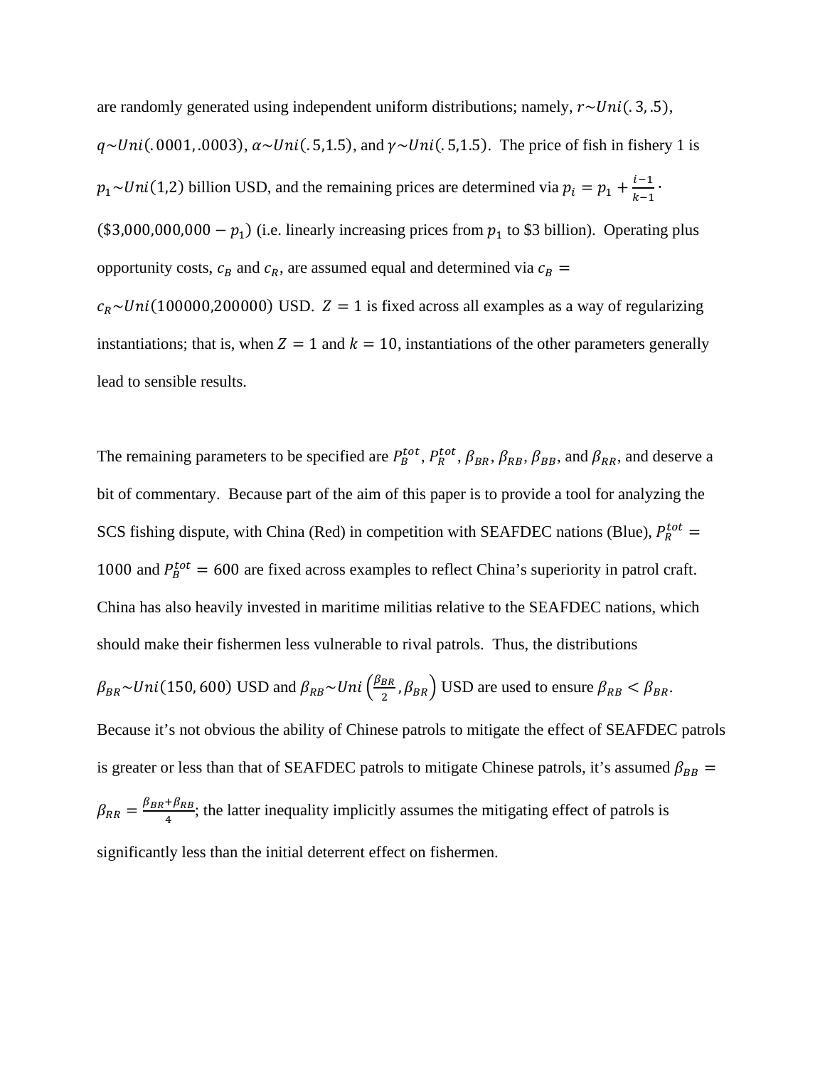are randomly generated using independent uniform distributions; namely, $r \sim Uni(.3,.5)$, $q \sim Uni(.0001,.0003)$, $\alpha \sim Uni(.5,1.5)$, and $\gamma \sim Uni(.5,1.5)$. The price of fish in fishery 1 is $p_1 \sim Uni(1,2)$ billion USD, and the remaining prices are determined via $p_i = p_1 + \frac{i-1}{k-1} \cdot (\$3{,}000{,}000{,}000 - p_1)$ (i.e. linearly increasing prices from $p_1$ to \$3 billion). Operating plus opportunity costs, $c_B$ and $c_R$, are assumed equal and determined via $c_B = c_R \sim Uni(100000{,}200000)$ USD. $Z = 1$ is fixed across all examples as a way of regularizing instantiations; that is, when $Z = 1$ and $k = 10$, instantiations of the other parameters generally lead to sensible results.

The remaining parameters to be specified are $P_B^{tot}$, $P_R^{tot}$, $\beta_{BR}$, $\beta_{RB}$, $\beta_{BB}$, and $\beta_{RR}$, and deserve a bit of commentary. Because part of the aim of this paper is to provide a tool for analyzing the SCS fishing dispute, with China (Red) in competition with SEAFDEC nations (Blue), $P_R^{tot} = 1000$ and $P_B^{tot} = 600$ are fixed across examples to reflect China's superiority in patrol craft. China has also heavily invested in maritime militias relative to the SEAFDEC nations, which should make their fishermen less vulnerable to rival patrols. Thus, the distributions $\beta_{BR} \sim Uni(150, 600)$ USD and $\beta_{RB} \sim Uni\left(\frac{\beta_{BR}}{2}, \beta_{BR}\right)$ USD are used to ensure $\beta_{RB} < \beta_{BR}$. Because it's not obvious the ability of Chinese patrols to mitigate the effect of SEAFDEC patrols is greater or less than that of SEAFDEC patrols to mitigate Chinese patrols, it's assumed $\beta_{BB} = \beta_{RR} = \frac{\beta_{BR}+\beta_{RB}}{4}$; the latter inequality implicitly assumes the mitigating effect of patrols is significantly less than the initial deterrent effect on fishermen.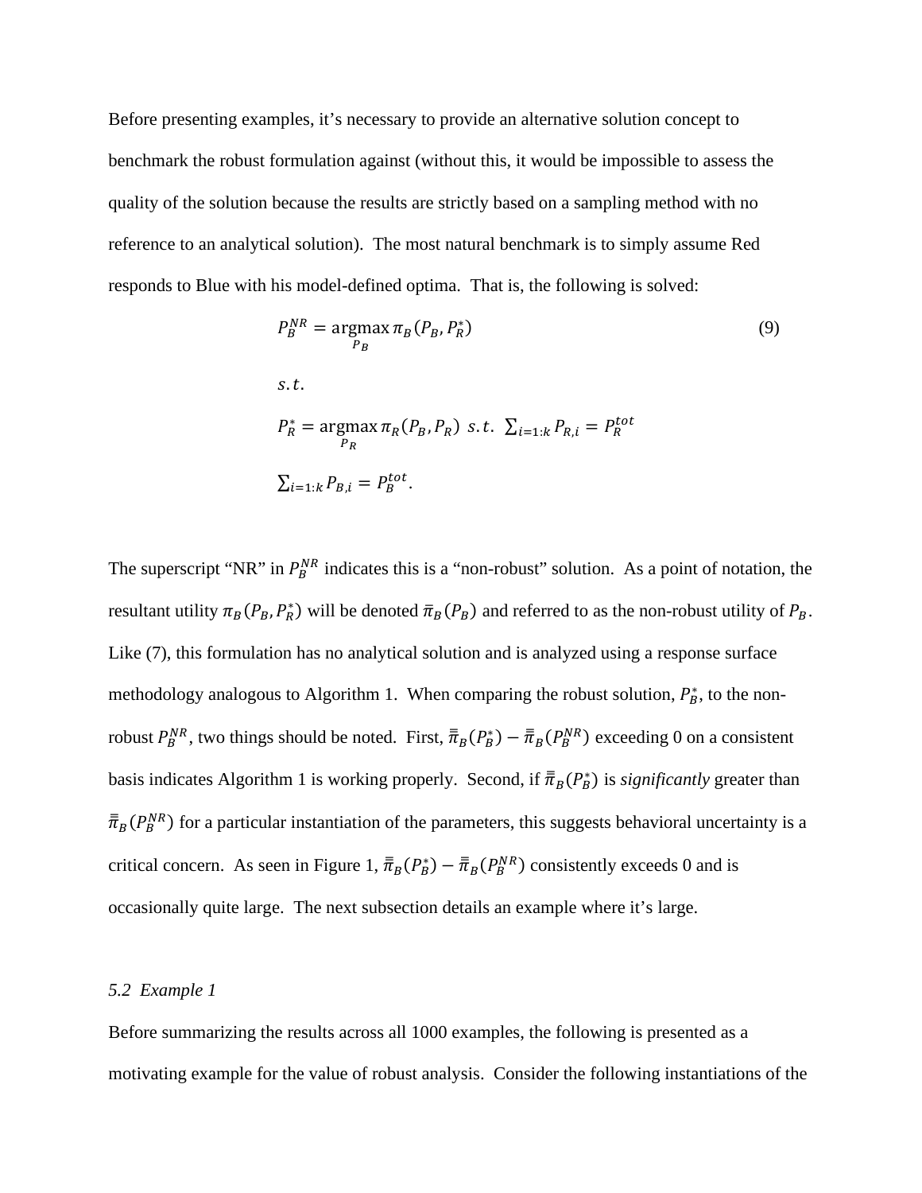Before presenting examples, it's necessary to provide an alternative solution concept to benchmark the robust formulation against (without this, it would be impossible to assess the quality of the solution because the results are strictly based on a sampling method with no reference to an analytical solution). The most natural benchmark is to simply assume Red responds to Blue with his model-defined optima. That is, the following is solved:

$$
\begin{aligned}
&P_B^{NR} = \underset{P_B}{\operatorname{argmax}}\, \pi_B(P_B, P_R^*) \qquad (9) \\
&s.t. \\
&P_R^* = \underset{P_R}{\operatorname{argmax}}\, \pi_R(P_B, P_R) \;\; s.t. \;\; \textstyle\sum_{i=1:k} P_{R,i} = P_R^{tot} \\
&\textstyle\sum_{i=1:k} P_{B,i} = P_B^{tot}.
\end{aligned}
$$

The superscript "NR" in $P_B^{NR}$ indicates this is a "non-robust" solution. As a point of notation, the resultant utility $\pi_B(P_B, P_R^*)$ will be denoted $\bar{\bar{\pi}}_B(P_B)$ and referred to as the non-robust utility of $P_B$. Like (7), this formulation has no analytical solution and is analyzed using a response surface methodology analogous to Algorithm 1. When comparing the robust solution, $P_B^*$, to the non-robust $P_B^{NR}$, two things should be noted. First, $\bar{\bar{\pi}}_B(P_B^*) - \bar{\bar{\pi}}_B(P_B^{NR})$ exceeding 0 on a consistent basis indicates Algorithm 1 is working properly. Second, if $\bar{\bar{\pi}}_B(P_B^*)$ is *significantly* greater than $\bar{\bar{\pi}}_B(P_B^{NR})$ for a particular instantiation of the parameters, this suggests behavioral uncertainty is a critical concern. As seen in Figure 1, $\bar{\bar{\pi}}_B(P_B^*) - \bar{\bar{\pi}}_B(P_B^{NR})$ consistently exceeds 0 and is occasionally quite large. The next subsection details an example where it's large.

*5.2 Example 1*

Before summarizing the results across all 1000 examples, the following is presented as a motivating example for the value of robust analysis. Consider the following instantiations of the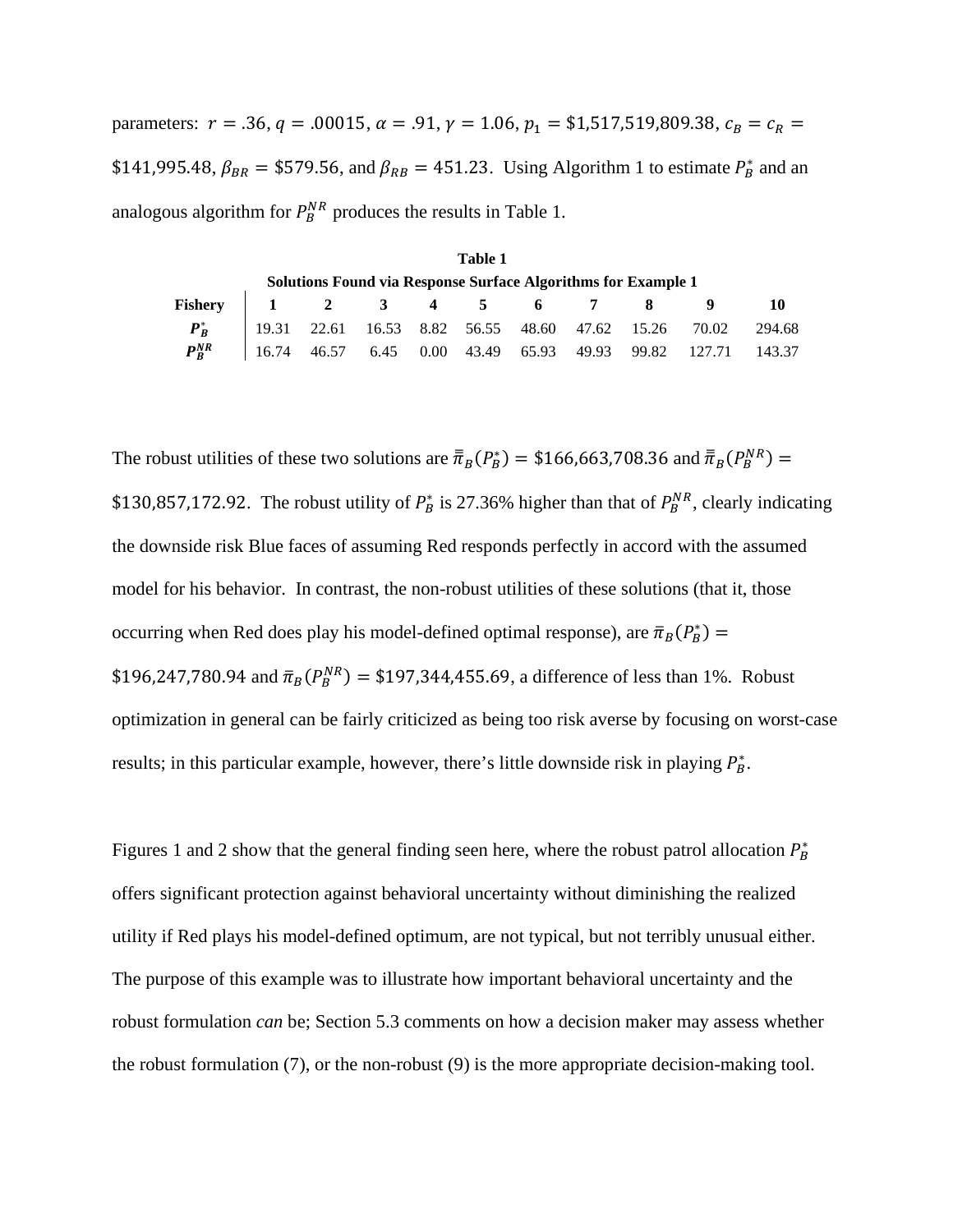parameters: $r = .36$, $q = .00015$, $\alpha = .91$, $\gamma = 1.06$, $p_1 = \$1{,}517{,}519{,}809.38$, $c_B = c_R = \$141{,}995.48$, $\beta_{BR} = \$579.56$, and $\beta_{RB} = 451.23$. Using Algorithm 1 to estimate $P_B^*$ and an analogous algorithm for $P_B^{NR}$ produces the results in Table 1.

**Table 1**
**Solutions Found via Response Surface Algorithms for Example 1**

| Fishery | 1 | 2 | 3 | 4 | 5 | 6 | 7 | 8 | 9 | 10 |
|---|---|---|---|---|---|---|---|---|---|---|
| $\boldsymbol{P_B^*}$ | 19.31 | 22.61 | 16.53 | 8.82 | 56.55 | 48.60 | 47.62 | 15.26 | 70.02 | 294.68 |
| $\boldsymbol{P_B^{NR}}$ | 16.74 | 46.57 | 6.45 | 0.00 | 43.49 | 65.93 | 49.93 | 99.82 | 127.71 | 143.37 |

The robust utilities of these two solutions are $\bar{\bar{\pi}}_B(P_B^*) = \$166{,}663{,}708.36$ and $\bar{\bar{\pi}}_B(P_B^{NR}) = \$130{,}857{,}172.92$. The robust utility of $P_B^*$ is 27.36% higher than that of $P_B^{NR}$, clearly indicating the downside risk Blue faces of assuming Red responds perfectly in accord with the assumed model for his behavior. In contrast, the non-robust utilities of these solutions (that it, those occurring when Red does play his model-defined optimal response), are $\bar{\pi}_B(P_B^*) = \$196{,}247{,}780.94$ and $\bar{\pi}_B(P_B^{NR}) = \$197{,}344{,}455.69$, a difference of less than 1%. Robust optimization in general can be fairly criticized as being too risk averse by focusing on worst-case results; in this particular example, however, there's little downside risk in playing $P_B^*$.

Figures 1 and 2 show that the general finding seen here, where the robust patrol allocation $P_B^*$ offers significant protection against behavioral uncertainty without diminishing the realized utility if Red plays his model-defined optimum, are not typical, but not terribly unusual either. The purpose of this example was to illustrate how important behavioral uncertainty and the robust formulation *can* be; Section 5.3 comments on how a decision maker may assess whether the robust formulation (7), or the non-robust (9) is the more appropriate decision-making tool.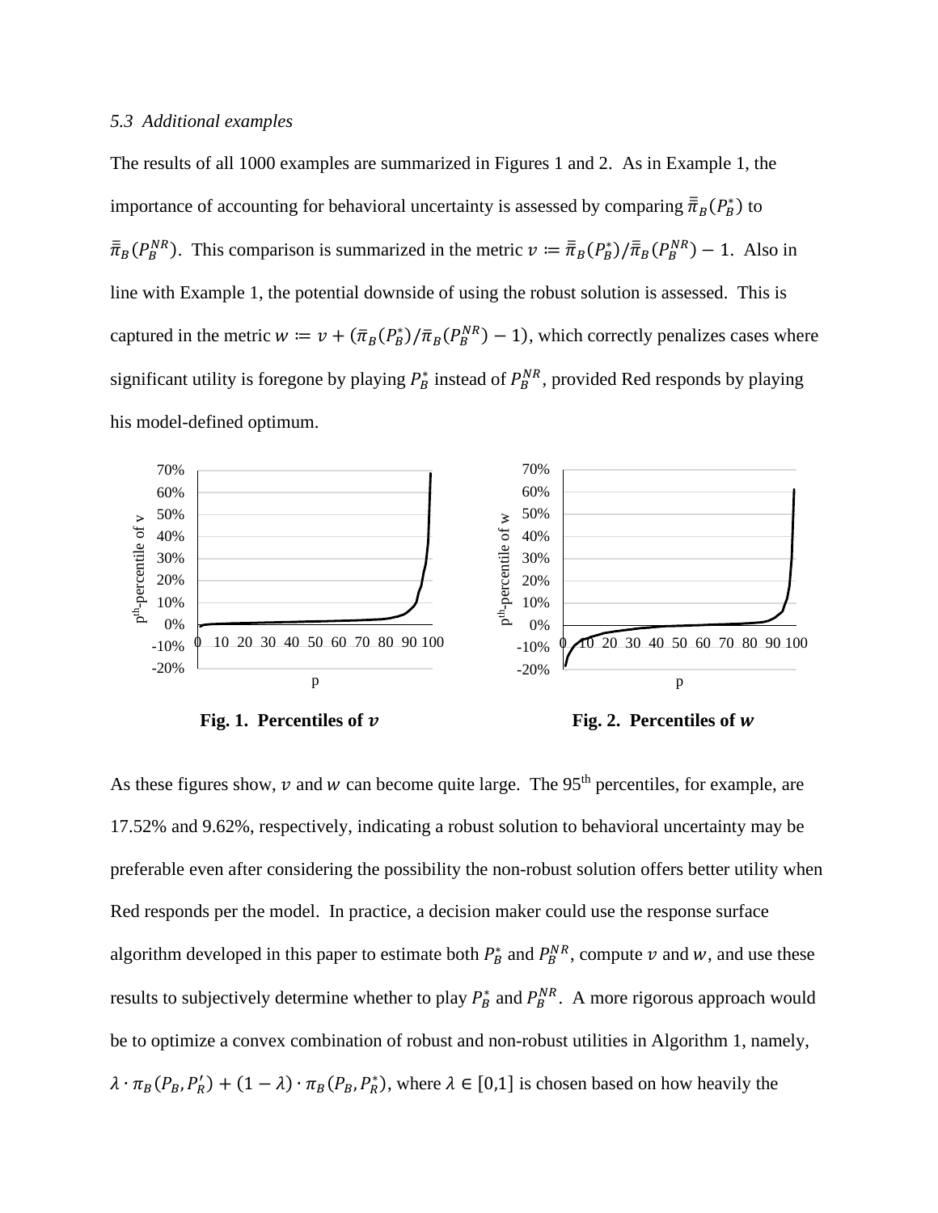*5.3 Additional examples*

The results of all 1000 examples are summarized in Figures 1 and 2. As in Example 1, the importance of accounting for behavioral uncertainty is assessed by comparing $\bar{\bar{\pi}}_B(P_B^*)$ to $\bar{\bar{\pi}}_B(P_B^{NR})$. This comparison is summarized in the metric $v := \bar{\bar{\pi}}_B(P_B^*)/\bar{\bar{\pi}}_B(P_B^{NR}) - 1$. Also in line with Example 1, the potential downside of using the robust solution is assessed. This is captured in the metric $w := v + (\bar{\pi}_B(P_B^*)/\bar{\pi}_B(P_B^{NR}) - 1)$, which correctly penalizes cases where significant utility is foregone by playing $P_B^*$ instead of $P_B^{NR}$, provided Red responds by playing his model-defined optimum.

**Fig. 1. Percentiles of $v$**

**Fig. 2. Percentiles of $w$**

As these figures show, $v$ and $w$ can become quite large. The 95th percentiles, for example, are 17.52% and 9.62%, respectively, indicating a robust solution to behavioral uncertainty may be preferable even after considering the possibility the non-robust solution offers better utility when Red responds per the model. In practice, a decision maker could use the response surface algorithm developed in this paper to estimate both $P_B^*$ and $P_B^{NR}$, compute $v$ and $w$, and use these results to subjectively determine whether to play $P_B^*$ and $P_B^{NR}$. A more rigorous approach would be to optimize a convex combination of robust and non-robust utilities in Algorithm 1, namely, $\lambda \cdot \pi_B(P_B, P_R') + (1 - \lambda) \cdot \pi_B(P_B, P_R^*)$, where $\lambda \in [0,1]$ is chosen based on how heavily the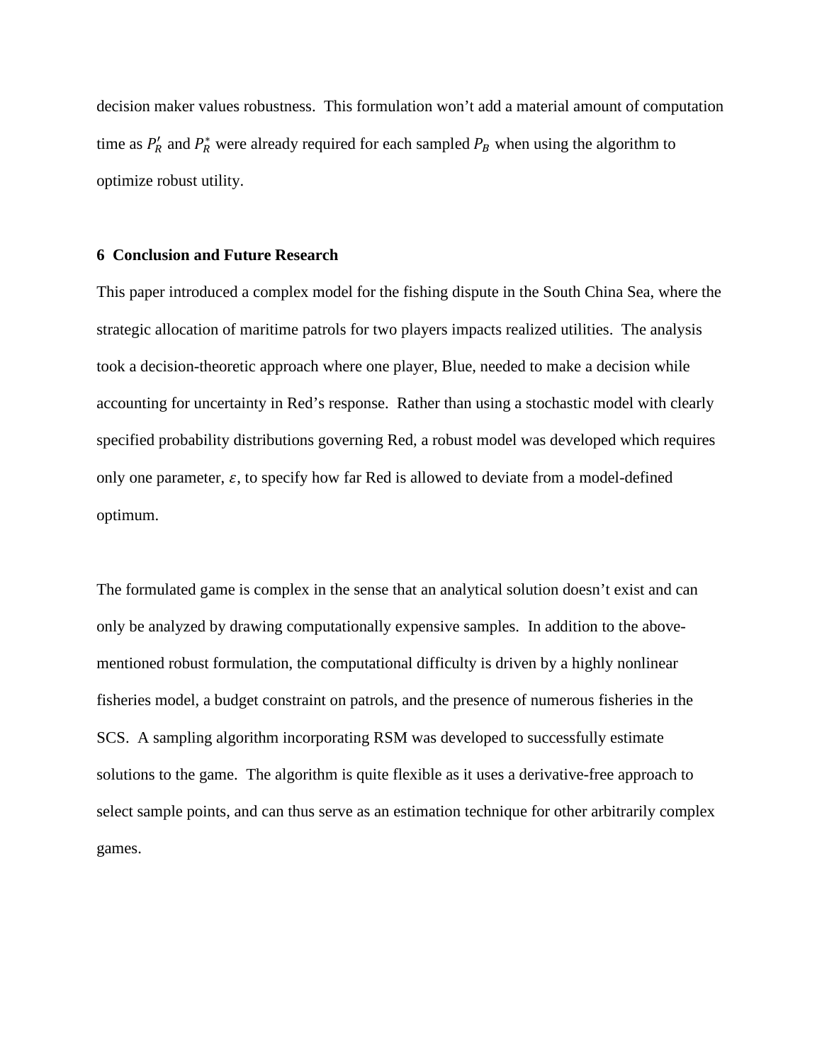decision maker values robustness. This formulation won't add a material amount of computation time as $P_R'$ and $P_R^*$ were already required for each sampled $P_B$ when using the algorithm to optimize robust utility.

## 6 Conclusion and Future Research

This paper introduced a complex model for the fishing dispute in the South China Sea, where the strategic allocation of maritime patrols for two players impacts realized utilities. The analysis took a decision-theoretic approach where one player, Blue, needed to make a decision while accounting for uncertainty in Red's response. Rather than using a stochastic model with clearly specified probability distributions governing Red, a robust model was developed which requires only one parameter, $\varepsilon$, to specify how far Red is allowed to deviate from a model-defined optimum.

The formulated game is complex in the sense that an analytical solution doesn't exist and can only be analyzed by drawing computationally expensive samples. In addition to the above-mentioned robust formulation, the computational difficulty is driven by a highly nonlinear fisheries model, a budget constraint on patrols, and the presence of numerous fisheries in the SCS. A sampling algorithm incorporating RSM was developed to successfully estimate solutions to the game. The algorithm is quite flexible as it uses a derivative-free approach to select sample points, and can thus serve as an estimation technique for other arbitrarily complex games.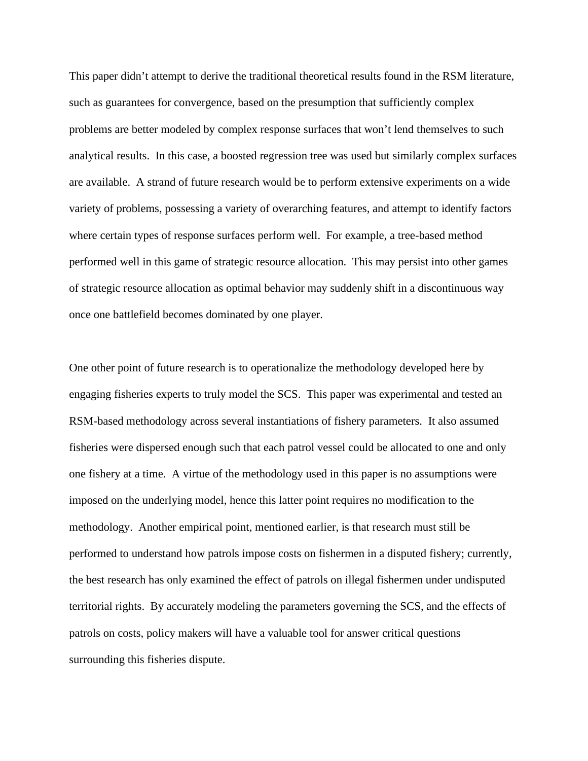This paper didn't attempt to derive the traditional theoretical results found in the RSM literature, such as guarantees for convergence, based on the presumption that sufficiently complex problems are better modeled by complex response surfaces that won't lend themselves to such analytical results. In this case, a boosted regression tree was used but similarly complex surfaces are available. A strand of future research would be to perform extensive experiments on a wide variety of problems, possessing a variety of overarching features, and attempt to identify factors where certain types of response surfaces perform well. For example, a tree-based method performed well in this game of strategic resource allocation. This may persist into other games of strategic resource allocation as optimal behavior may suddenly shift in a discontinuous way once one battlefield becomes dominated by one player.

One other point of future research is to operationalize the methodology developed here by engaging fisheries experts to truly model the SCS. This paper was experimental and tested an RSM-based methodology across several instantiations of fishery parameters. It also assumed fisheries were dispersed enough such that each patrol vessel could be allocated to one and only one fishery at a time. A virtue of the methodology used in this paper is no assumptions were imposed on the underlying model, hence this latter point requires no modification to the methodology. Another empirical point, mentioned earlier, is that research must still be performed to understand how patrols impose costs on fishermen in a disputed fishery; currently, the best research has only examined the effect of patrols on illegal fishermen under undisputed territorial rights. By accurately modeling the parameters governing the SCS, and the effects of patrols on costs, policy makers will have a valuable tool for answer critical questions surrounding this fisheries dispute.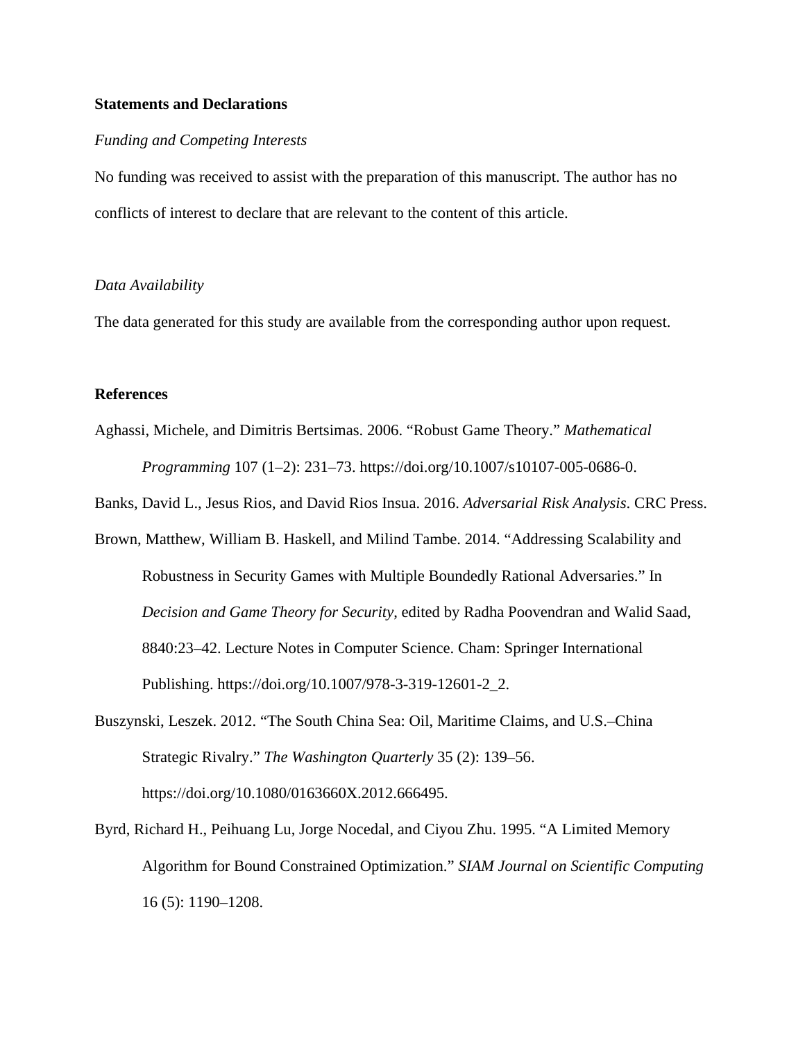## Statements and Declarations

*Funding and Competing Interests*

No funding was received to assist with the preparation of this manuscript. The author has no conflicts of interest to declare that are relevant to the content of this article.

*Data Availability*

The data generated for this study are available from the corresponding author upon request.

## References

Aghassi, Michele, and Dimitris Bertsimas. 2006. "Robust Game Theory." *Mathematical Programming* 107 (1–2): 231–73. https://doi.org/10.1007/s10107-005-0686-0.

Banks, David L., Jesus Rios, and David Rios Insua. 2016. *Adversarial Risk Analysis*. CRC Press.

Brown, Matthew, William B. Haskell, and Milind Tambe. 2014. "Addressing Scalability and Robustness in Security Games with Multiple Boundedly Rational Adversaries." In *Decision and Game Theory for Security*, edited by Radha Poovendran and Walid Saad, 8840:23–42. Lecture Notes in Computer Science. Cham: Springer International Publishing. https://doi.org/10.1007/978-3-319-12601-2_2.

Buszynski, Leszek. 2012. "The South China Sea: Oil, Maritime Claims, and U.S.–China Strategic Rivalry." *The Washington Quarterly* 35 (2): 139–56. https://doi.org/10.1080/0163660X.2012.666495.

Byrd, Richard H., Peihuang Lu, Jorge Nocedal, and Ciyou Zhu. 1995. "A Limited Memory Algorithm for Bound Constrained Optimization." *SIAM Journal on Scientific Computing* 16 (5): 1190–1208.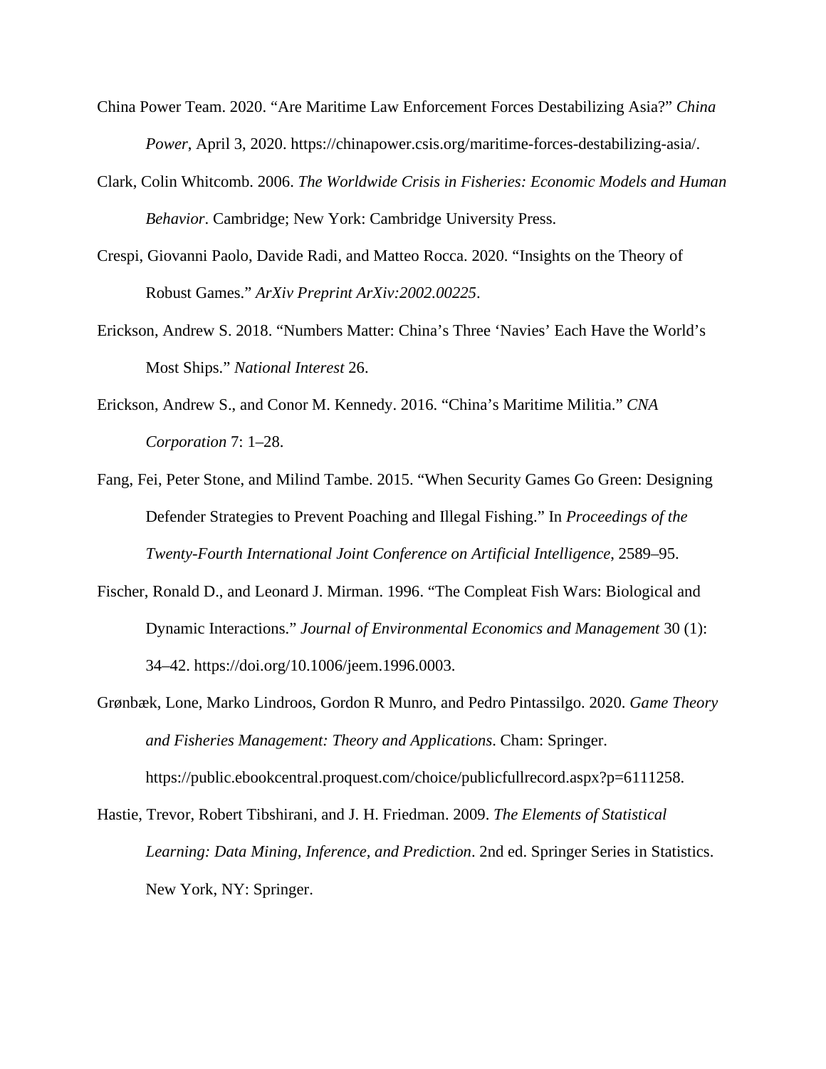China Power Team. 2020. “Are Maritime Law Enforcement Forces Destabilizing Asia?” *China Power*, April 3, 2020. https://chinapower.csis.org/maritime-forces-destabilizing-asia/.

Clark, Colin Whitcomb. 2006. *The Worldwide Crisis in Fisheries: Economic Models and Human Behavior*. Cambridge; New York: Cambridge University Press.

Crespi, Giovanni Paolo, Davide Radi, and Matteo Rocca. 2020. “Insights on the Theory of Robust Games.” *ArXiv Preprint ArXiv:2002.00225*.

Erickson, Andrew S. 2018. “Numbers Matter: China’s Three ‘Navies’ Each Have the World’s Most Ships.” *National Interest* 26.

Erickson, Andrew S., and Conor M. Kennedy. 2016. “China’s Maritime Militia.” *CNA Corporation* 7: 1–28.

Fang, Fei, Peter Stone, and Milind Tambe. 2015. “When Security Games Go Green: Designing Defender Strategies to Prevent Poaching and Illegal Fishing.” In *Proceedings of the Twenty-Fourth International Joint Conference on Artificial Intelligence*, 2589–95.

Fischer, Ronald D., and Leonard J. Mirman. 1996. “The Compleat Fish Wars: Biological and Dynamic Interactions.” *Journal of Environmental Economics and Management* 30 (1): 34–42. https://doi.org/10.1006/jeem.1996.0003.

Grønbæk, Lone, Marko Lindroos, Gordon R Munro, and Pedro Pintassilgo. 2020. *Game Theory and Fisheries Management: Theory and Applications*. Cham: Springer. https://public.ebookcentral.proquest.com/choice/publicfullrecord.aspx?p=6111258.

Hastie, Trevor, Robert Tibshirani, and J. H. Friedman. 2009. *The Elements of Statistical Learning: Data Mining, Inference, and Prediction*. 2nd ed. Springer Series in Statistics. New York, NY: Springer.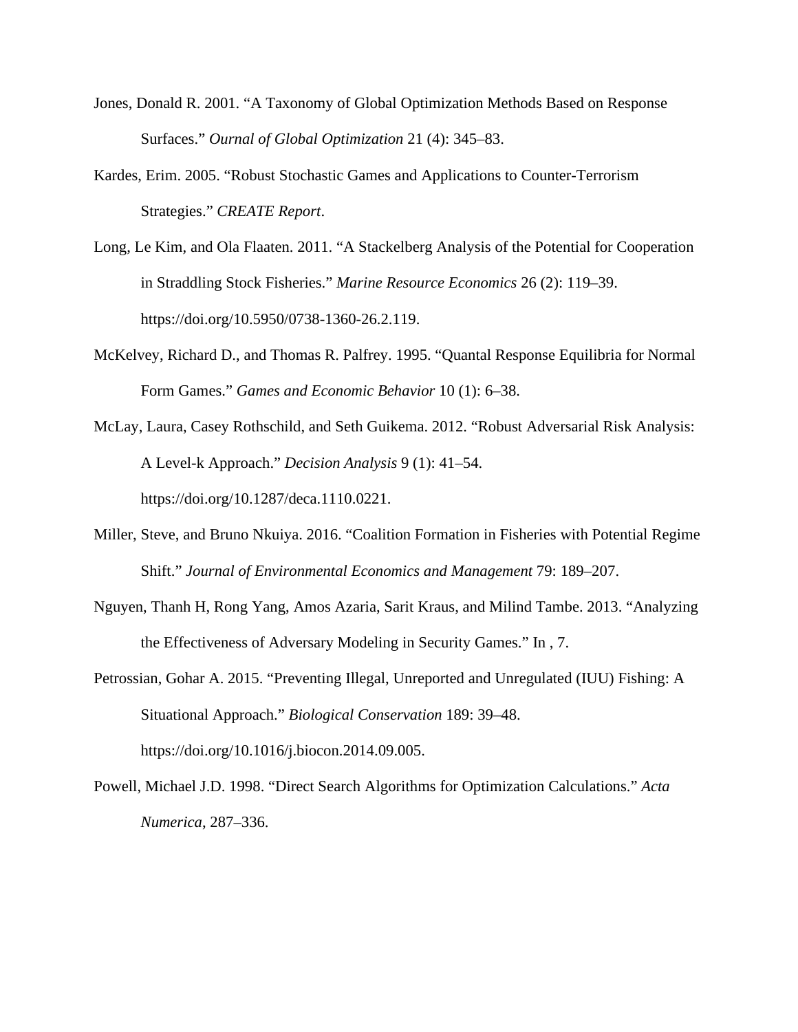Jones, Donald R. 2001. "A Taxonomy of Global Optimization Methods Based on Response Surfaces." *Ournal of Global Optimization* 21 (4): 345–83.

Kardes, Erim. 2005. "Robust Stochastic Games and Applications to Counter-Terrorism Strategies." *CREATE Report*.

Long, Le Kim, and Ola Flaaten. 2011. "A Stackelberg Analysis of the Potential for Cooperation in Straddling Stock Fisheries." *Marine Resource Economics* 26 (2): 119–39. https://doi.org/10.5950/0738-1360-26.2.119.

McKelvey, Richard D., and Thomas R. Palfrey. 1995. "Quantal Response Equilibria for Normal Form Games." *Games and Economic Behavior* 10 (1): 6–38.

McLay, Laura, Casey Rothschild, and Seth Guikema. 2012. "Robust Adversarial Risk Analysis: A Level-k Approach." *Decision Analysis* 9 (1): 41–54. https://doi.org/10.1287/deca.1110.0221.

Miller, Steve, and Bruno Nkuiya. 2016. "Coalition Formation in Fisheries with Potential Regime Shift." *Journal of Environmental Economics and Management* 79: 189–207.

Nguyen, Thanh H, Rong Yang, Amos Azaria, Sarit Kraus, and Milind Tambe. 2013. "Analyzing the Effectiveness of Adversary Modeling in Security Games." In , 7.

Petrossian, Gohar A. 2015. "Preventing Illegal, Unreported and Unregulated (IUU) Fishing: A Situational Approach." *Biological Conservation* 189: 39–48. https://doi.org/10.1016/j.biocon.2014.09.005.

Powell, Michael J.D. 1998. "Direct Search Algorithms for Optimization Calculations." *Acta Numerica*, 287–336.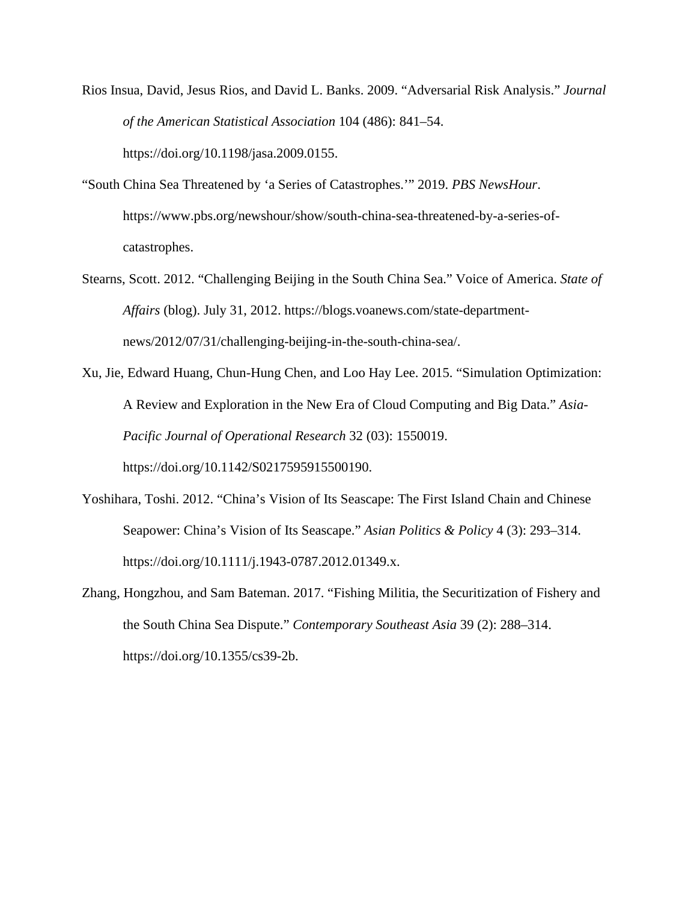Rios Insua, David, Jesus Rios, and David L. Banks. 2009. "Adversarial Risk Analysis." *Journal of the American Statistical Association* 104 (486): 841–54. https://doi.org/10.1198/jasa.2009.0155.

"South China Sea Threatened by 'a Series of Catastrophes.'" 2019. *PBS NewsHour*. https://www.pbs.org/newshour/show/south-china-sea-threatened-by-a-series-of-catastrophes.

Stearns, Scott. 2012. "Challenging Beijing in the South China Sea." Voice of America. *State of Affairs* (blog). July 31, 2012. https://blogs.voanews.com/state-department-news/2012/07/31/challenging-beijing-in-the-south-china-sea/.

Xu, Jie, Edward Huang, Chun-Hung Chen, and Loo Hay Lee. 2015. "Simulation Optimization: A Review and Exploration in the New Era of Cloud Computing and Big Data." *Asia-Pacific Journal of Operational Research* 32 (03): 1550019. https://doi.org/10.1142/S0217595915500190.

Yoshihara, Toshi. 2012. "China's Vision of Its Seascape: The First Island Chain and Chinese Seapower: China's Vision of Its Seascape." *Asian Politics & Policy* 4 (3): 293–314. https://doi.org/10.1111/j.1943-0787.2012.01349.x.

Zhang, Hongzhou, and Sam Bateman. 2017. "Fishing Militia, the Securitization of Fishery and the South China Sea Dispute." *Contemporary Southeast Asia* 39 (2): 288–314. https://doi.org/10.1355/cs39-2b.